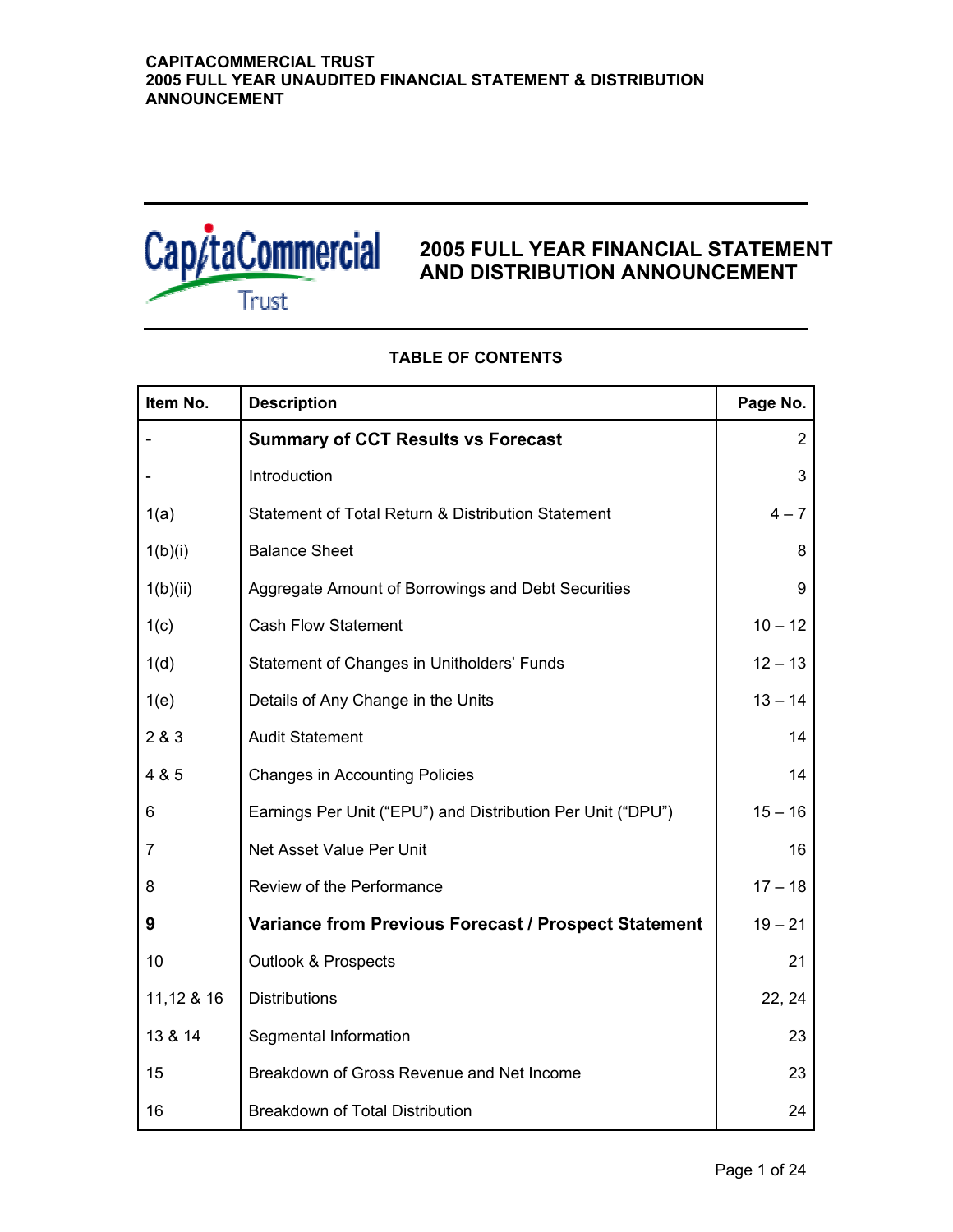# 2005 FULL YEAR FINANCIAL STATEMENT AND DISTRIBUTION ANNOUNCEMENT

## TABLE OF CONTENTS

| Item No. | Description | Page No. |
|---|---|---|
| - | **Summary of CCT Results vs Forecast** | 2 |
| - | Introduction | 3 |
| 1(a) | Statement of Total Return & Distribution Statement | 4 – 7 |
| 1(b)(i) | Balance Sheet | 8 |
| 1(b)(ii) | Aggregate Amount of Borrowings and Debt Securities | 9 |
| 1(c) | Cash Flow Statement | 10 – 12 |
| 1(d) | Statement of Changes in Unitholders' Funds | 12 – 13 |
| 1(e) | Details of Any Change in the Units | 13 – 14 |
| 2 & 3 | Audit Statement | 14 |
| 4 & 5 | Changes in Accounting Policies | 14 |
| 6 | Earnings Per Unit ("EPU") and Distribution Per Unit ("DPU") | 15 – 16 |
| 7 | Net Asset Value Per Unit | 16 |
| 8 | Review of the Performance | 17 – 18 |
| **9** | **Variance from Previous Forecast / Prospect Statement** | 19 – 21 |
| 10 | Outlook & Prospects | 21 |
| 11,12 & 16 | Distributions | 22, 24 |
| 13 & 14 | Segmental Information | 23 |
| 15 | Breakdown of Gross Revenue and Net Income | 23 |
| 16 | Breakdown of Total Distribution | 24 |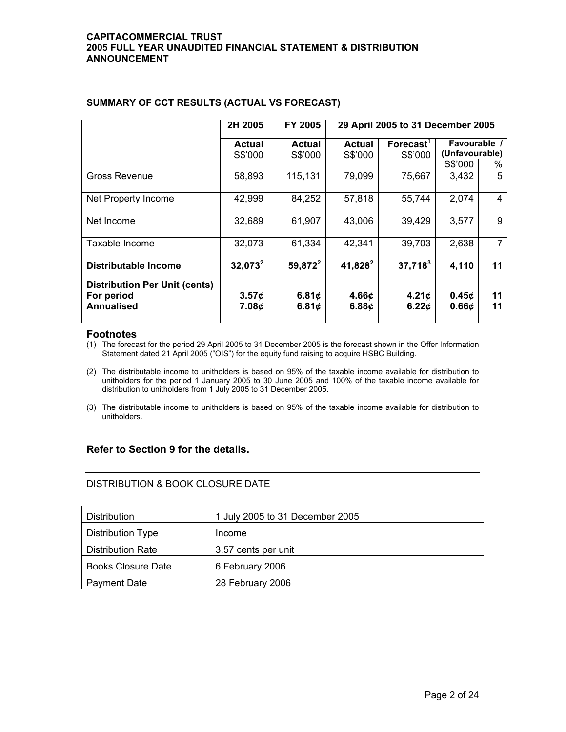## SUMMARY OF CCT RESULTS (ACTUAL VS FORECAST)

| | 2H 2005 | FY 2005 | 29 April 2005 to 31 December 2005 | | | |
|---|---|---|---|---|---|---|
| | Actual S$'000 | Actual S$'000 | Actual S$'000 | Forecast[1] S$'000 | Favourable / (Unfavourable) | |
| | | | | | S$'000 | % |
| Gross Revenue | 58,893 | 115,131 | 79,099 | 75,667 | 3,432 | 5 |
| Net Property Income | 42,999 | 84,252 | 57,818 | 55,744 | 2,074 | 4 |
| Net Income | 32,689 | 61,907 | 43,006 | 39,429 | 3,577 | 9 |
| Taxable Income | 32,073 | 61,334 | 42,341 | 39,703 | 2,638 | 7 |
| **Distributable Income** | **32,073[2]** | **59,872[2]** | **41,828[2]** | **37,718[3]** | **4,110** | **11** |
| **Distribution Per Unit (cents)** | | | | | | |
| **For period** | **3.57¢** | **6.81¢** | **4.66¢** | **4.21¢** | **0.45¢** | **11** |
| **Annualised** | **7.08¢** | **6.81¢** | **6.88¢** | **6.22¢** | **0.66¢** | **11** |

### Footnotes

(1) The forecast for the period 29 April 2005 to 31 December 2005 is the forecast shown in the Offer Information Statement dated 21 April 2005 ("OIS") for the equity fund raising to acquire HSBC Building.

(2) The distributable income to unitholders is based on 95% of the taxable income available for distribution to unitholders for the period 1 January 2005 to 30 June 2005 and 100% of the taxable income available for distribution to unitholders from 1 July 2005 to 31 December 2005.

(3) The distributable income to unitholders is based on 95% of the taxable income available for distribution to unitholders.

### Refer to Section 9 for the details.

---

DISTRIBUTION & BOOK CLOSURE DATE

| Distribution | 1 July 2005 to 31 December 2005 |
|---|---|
| Distribution Type | Income |
| Distribution Rate | 3.57 cents per unit |
| Books Closure Date | 6 February 2006 |
| Payment Date | 28 February 2006 |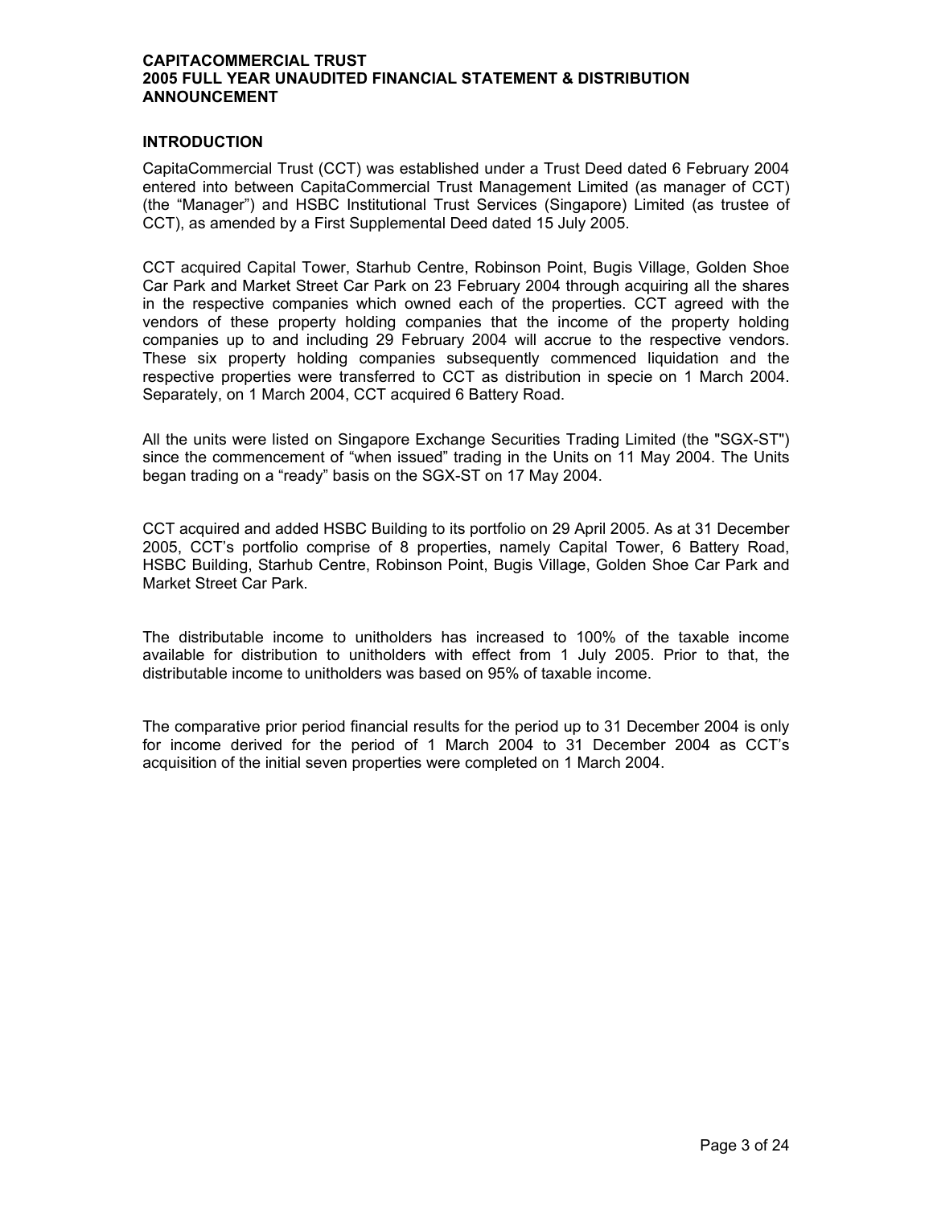## INTRODUCTION

CapitaCommercial Trust (CCT) was established under a Trust Deed dated 6 February 2004 entered into between CapitaCommercial Trust Management Limited (as manager of CCT) (the "Manager") and HSBC Institutional Trust Services (Singapore) Limited (as trustee of CCT), as amended by a First Supplemental Deed dated 15 July 2005.

CCT acquired Capital Tower, Starhub Centre, Robinson Point, Bugis Village, Golden Shoe Car Park and Market Street Car Park on 23 February 2004 through acquiring all the shares in the respective companies which owned each of the properties. CCT agreed with the vendors of these property holding companies that the income of the property holding companies up to and including 29 February 2004 will accrue to the respective vendors. These six property holding companies subsequently commenced liquidation and the respective properties were transferred to CCT as distribution in specie on 1 March 2004. Separately, on 1 March 2004, CCT acquired 6 Battery Road.

All the units were listed on Singapore Exchange Securities Trading Limited (the "SGX-ST") since the commencement of "when issued" trading in the Units on 11 May 2004. The Units began trading on a "ready" basis on the SGX-ST on 17 May 2004.

CCT acquired and added HSBC Building to its portfolio on 29 April 2005. As at 31 December 2005, CCT's portfolio comprise of 8 properties, namely Capital Tower, 6 Battery Road, HSBC Building, Starhub Centre, Robinson Point, Bugis Village, Golden Shoe Car Park and Market Street Car Park.

The distributable income to unitholders has increased to 100% of the taxable income available for distribution to unitholders with effect from 1 July 2005. Prior to that, the distributable income to unitholders was based on 95% of taxable income.

The comparative prior period financial results for the period up to 31 December 2004 is only for income derived for the period of 1 March 2004 to 31 December 2004 as CCT's acquisition of the initial seven properties were completed on 1 March 2004.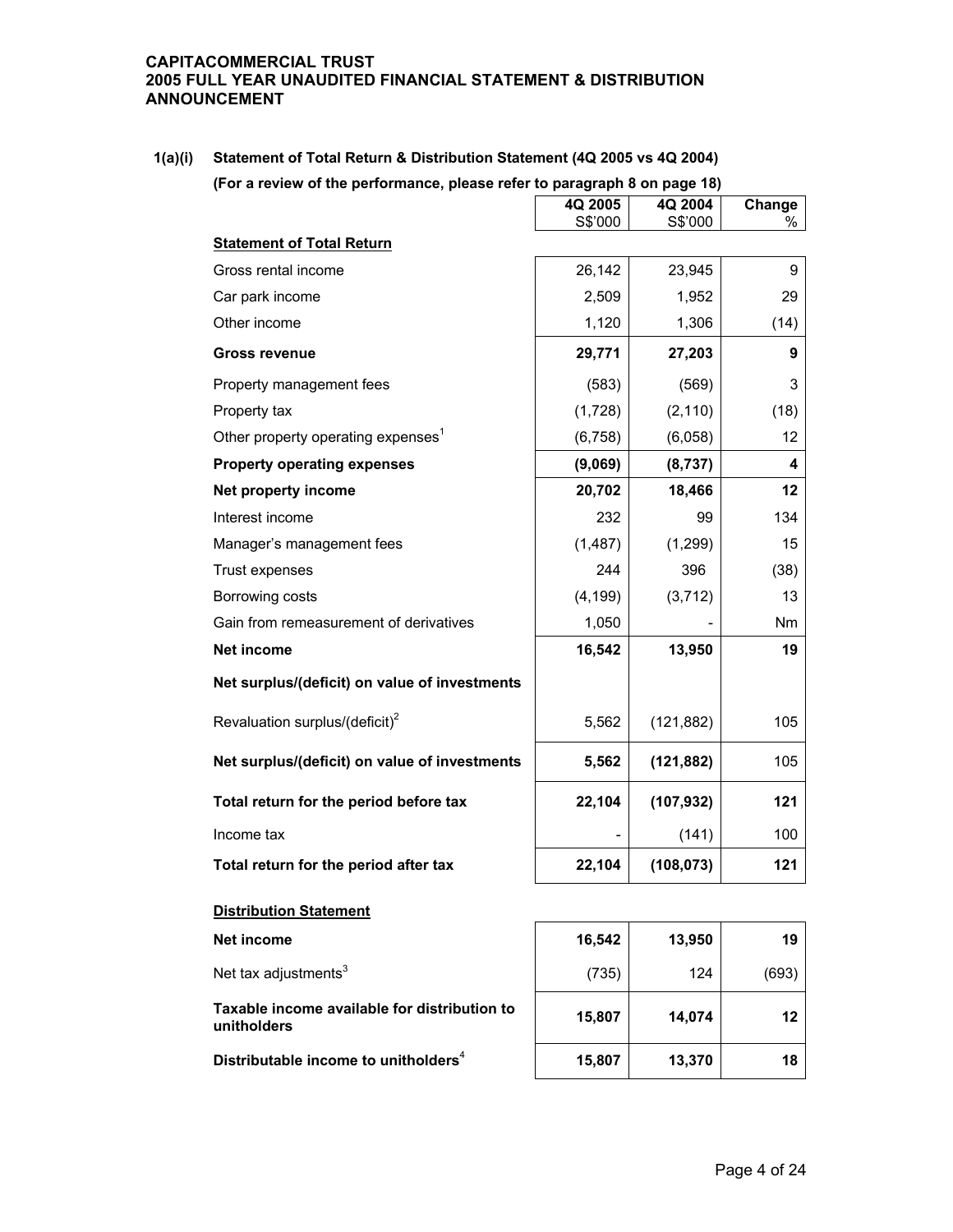**CAPITACOMMERCIAL TRUST**
**2005 FULL YEAR UNAUDITED FINANCIAL STATEMENT & DISTRIBUTION ANNOUNCEMENT**

## 1(a)(i) Statement of Total Return & Distribution Statement (4Q 2005 vs 4Q 2004)

**(For a review of the performance, please refer to paragraph 8 on page 18)**

| | 4Q 2005 S$'000 | 4Q 2004 S$'000 | Change % |
|---|---|---|---|
| **Statement of Total Return** | | | |
| Gross rental income | 26,142 | 23,945 | 9 |
| Car park income | 2,509 | 1,952 | 29 |
| Other income | 1,120 | 1,306 | (14) |
| **Gross revenue** | **29,771** | **27,203** | **9** |
| Property management fees | (583) | (569) | 3 |
| Property tax | (1,728) | (2,110) | (18) |
| Other property operating expenses[1] | (6,758) | (6,058) | 12 |
| **Property operating expenses** | **(9,069)** | **(8,737)** | **4** |
| **Net property income** | **20,702** | **18,466** | **12** |
| Interest income | 232 | 99 | 134 |
| Manager's management fees | (1,487) | (1,299) | 15 |
| Trust expenses | 244 | 396 | (38) |
| Borrowing costs | (4,199) | (3,712) | 13 |
| Gain from remeasurement of derivatives | 1,050 | - | Nm |
| **Net income** | **16,542** | **13,950** | **19** |
| **Net surplus/(deficit) on value of investments** | | | |
| Revaluation surplus/(deficit)[2] | 5,562 | (121,882) | 105 |
| **Net surplus/(deficit) on value of investments** | **5,562** | **(121,882)** | 105 |
| **Total return for the period before tax** | **22,104** | **(107,932)** | **121** |
| Income tax | - | (141) | 100 |
| **Total return for the period after tax** | **22,104** | **(108,073)** | **121** |
| **Distribution Statement** | | | |
| **Net income** | **16,542** | **13,950** | **19** |
| Net tax adjustments[3] | (735) | 124 | (693) |
| **Taxable income available for distribution to unitholders** | **15,807** | **14,074** | **12** |
| **Distributable income to unitholders[4]** | **15,807** | **13,370** | **18** |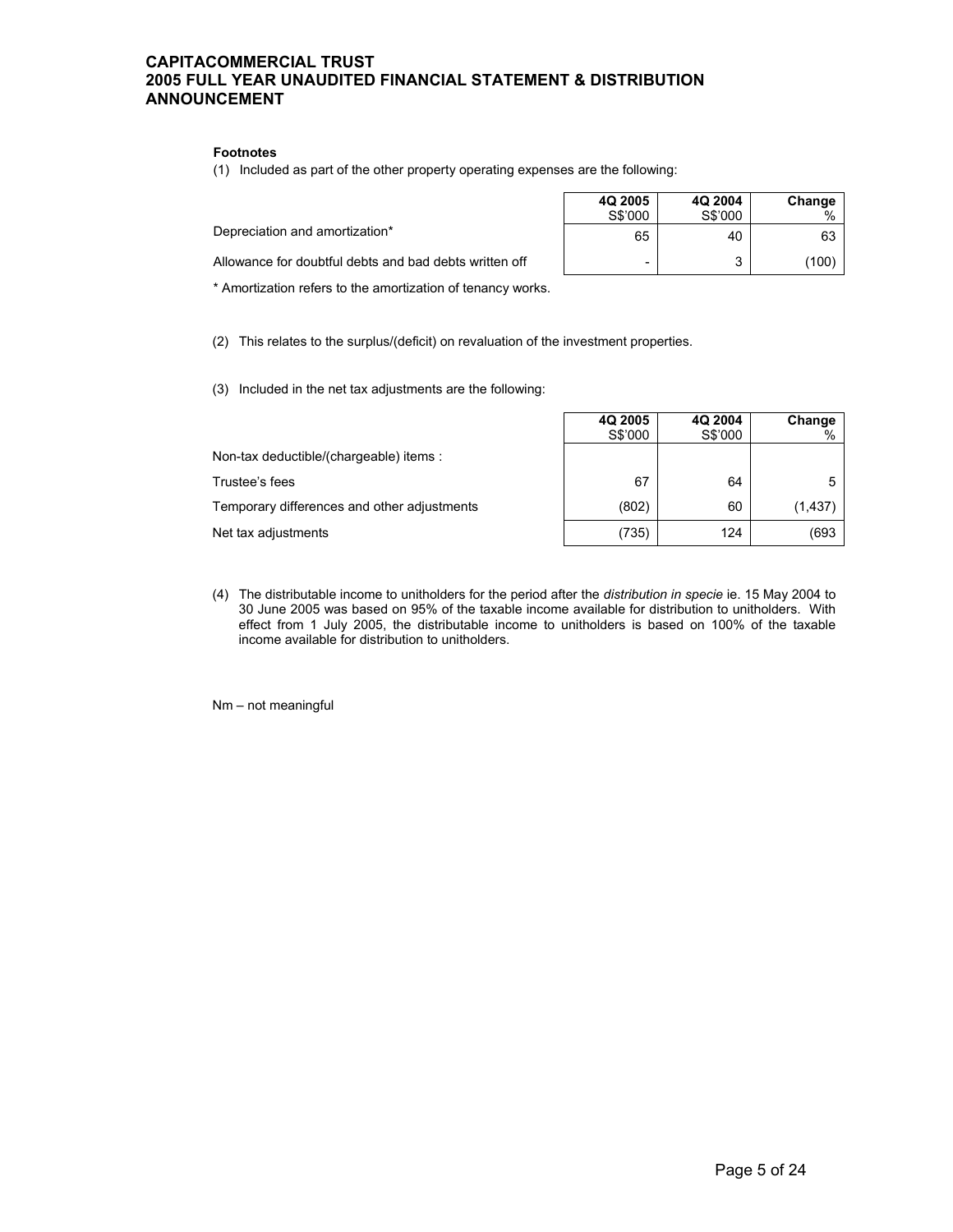**Footnotes**

(1) Included as part of the other property operating expenses are the following:

| | 4Q 2005<br>S$'000 | 4Q 2004<br>S$'000 | Change<br>% |
|---|---|---|---|
| Depreciation and amortization* | 65 | 40 | 63 |
| Allowance for doubtful debts and bad debts written off | - | 3 | (100) |

\* Amortization refers to the amortization of tenancy works.

(2) This relates to the surplus/(deficit) on revaluation of the investment properties.

(3) Included in the net tax adjustments are the following:

| | 4Q 2005<br>S$'000 | 4Q 2004<br>S$'000 | Change<br>% |
|---|---|---|---|
| Non-tax deductible/(chargeable) items : | | | |
| Trustee's fees | 67 | 64 | 5 |
| Temporary differences and other adjustments | (802) | 60 | (1,437) |
| Net tax adjustments | (735) | 124 | (693 |

(4) The distributable income to unitholders for the period after the *distribution in specie* ie. 15 May 2004 to 30 June 2005 was based on 95% of the taxable income available for distribution to unitholders. With effect from 1 July 2005, the distributable income to unitholders is based on 100% of the taxable income available for distribution to unitholders.

Nm – not meaningful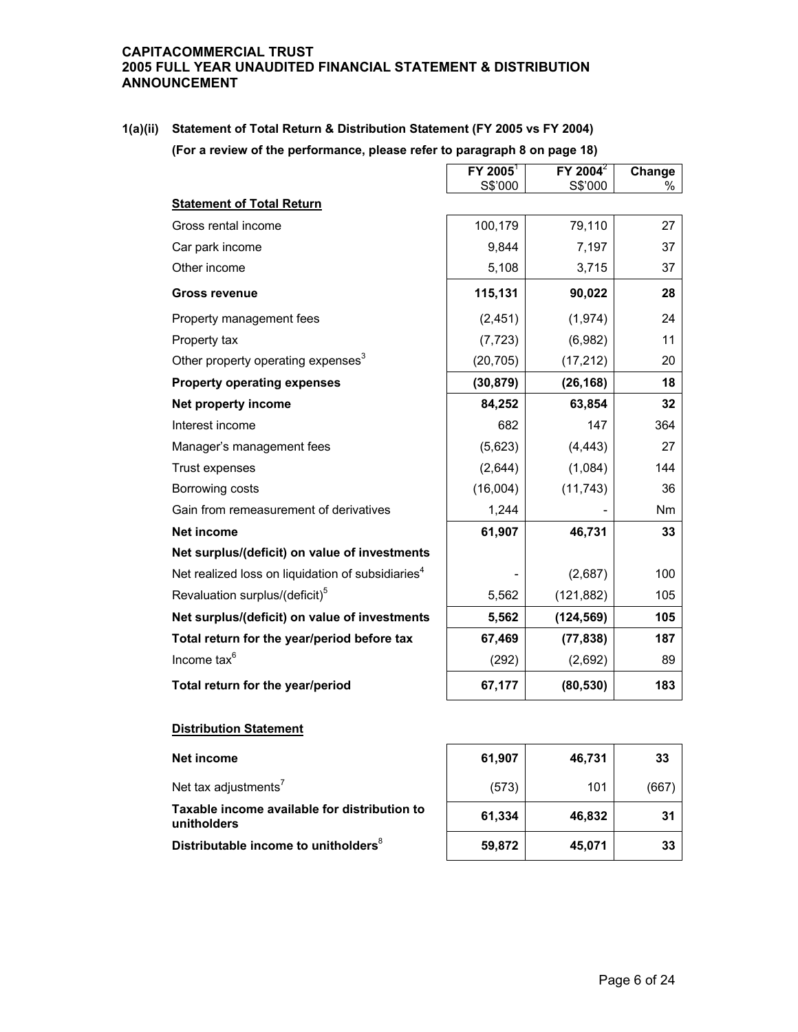**CAPITACOMMERCIAL TRUST**
**2005 FULL YEAR UNAUDITED FINANCIAL STATEMENT & DISTRIBUTION ANNOUNCEMENT**

**1(a)(ii) Statement of Total Return & Distribution Statement (FY 2005 vs FY 2004)**

**(For a review of the performance, please refer to paragraph 8 on page 18)**

| | FY 2005[1] S$'000 | FY 2004[2] S$'000 | Change % |
|---|---|---|---|
| **Statement of Total Return** | | | |
| Gross rental income | 100,179 | 79,110 | 27 |
| Car park income | 9,844 | 7,197 | 37 |
| Other income | 5,108 | 3,715 | 37 |
| **Gross revenue** | **115,131** | **90,022** | **28** |
| Property management fees | (2,451) | (1,974) | 24 |
| Property tax | (7,723) | (6,982) | 11 |
| Other property operating expenses[3] | (20,705) | (17,212) | 20 |
| **Property operating expenses** | **(30,879)** | **(26,168)** | **18** |
| **Net property income** | **84,252** | **63,854** | **32** |
| Interest income | 682 | 147 | 364 |
| Manager's management fees | (5,623) | (4,443) | 27 |
| Trust expenses | (2,644) | (1,084) | 144 |
| Borrowing costs | (16,004) | (11,743) | 36 |
| Gain from remeasurement of derivatives | 1,244 | - | Nm |
| **Net income** | **61,907** | **46,731** | **33** |
| **Net surplus/(deficit) on value of investments** | | | |
| Net realized loss on liquidation of subsidiaries[4] | - | (2,687) | 100 |
| Revaluation surplus/(deficit)[5] | 5,562 | (121,882) | 105 |
| **Net surplus/(deficit) on value of investments** | **5,562** | **(124,569)** | **105** |
| **Total return for the year/period before tax** | **67,469** | **(77,838)** | **187** |
| Income tax[6] | (292) | (2,692) | 89 |
| **Total return for the year/period** | **67,177** | **(80,530)** | **183** |

**Distribution Statement**

| | FY 2005 S$'000 | FY 2004 S$'000 | Change % |
|---|---|---|---|
| **Net income** | **61,907** | **46,731** | **33** |
| Net tax adjustments[7] | (573) | 101 | (667) |
| **Taxable income available for distribution to unitholders** | **61,334** | **46,832** | **31** |
| **Distributable income to unitholders**[8] | **59,872** | **45,071** | **33** |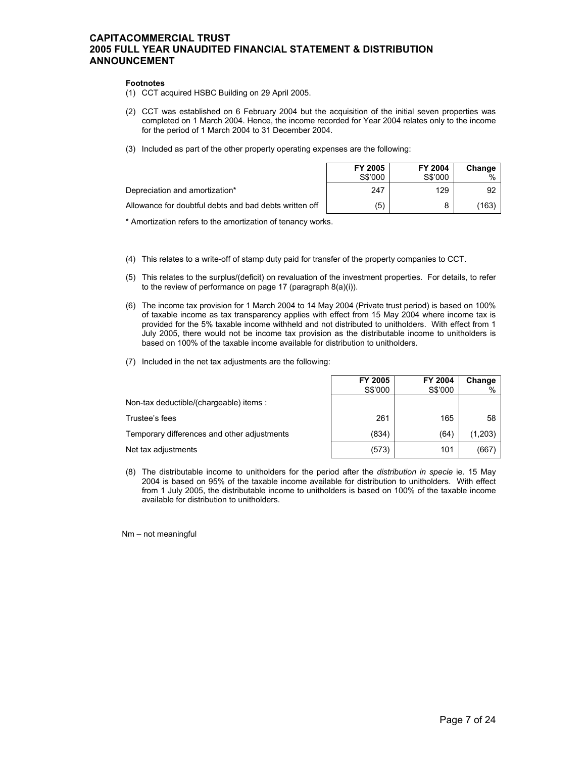**Footnotes**

(1) CCT acquired HSBC Building on 29 April 2005.

(2) CCT was established on 6 February 2004 but the acquisition of the initial seven properties was completed on 1 March 2004. Hence, the income recorded for Year 2004 relates only to the income for the period of 1 March 2004 to 31 December 2004.

(3) Included as part of the other property operating expenses are the following:

| | FY 2005 S$'000 | FY 2004 S$'000 | Change % |
|---|---|---|---|
| Depreciation and amortization* | 247 | 129 | 92 |
| Allowance for doubtful debts and bad debts written off | (5) | 8 | (163) |

\* Amortization refers to the amortization of tenancy works.

(4) This relates to a write-off of stamp duty paid for transfer of the property companies to CCT.

(5) This relates to the surplus/(deficit) on revaluation of the investment properties. For details, to refer to the review of performance on page 17 (paragraph 8(a)(i)).

(6) The income tax provision for 1 March 2004 to 14 May 2004 (Private trust period) is based on 100% of taxable income as tax transparency applies with effect from 15 May 2004 where income tax is provided for the 5% taxable income withheld and not distributed to unitholders. With effect from 1 July 2005, there would not be income tax provision as the distributable income to unitholders is based on 100% of the taxable income available for distribution to unitholders.

(7) Included in the net tax adjustments are the following:

| | FY 2005 S$'000 | FY 2004 S$'000 | Change % |
|---|---|---|---|
| Non-tax deductible/(chargeable) items : | | | |
| Trustee's fees | 261 | 165 | 58 |
| Temporary differences and other adjustments | (834) | (64) | (1,203) |
| Net tax adjustments | (573) | 101 | (667) |

(8) The distributable income to unitholders for the period after the *distribution in specie* ie. 15 May 2004 is based on 95% of the taxable income available for distribution to unitholders. With effect from 1 July 2005, the distributable income to unitholders is based on 100% of the taxable income available for distribution to unitholders.

Nm – not meaningful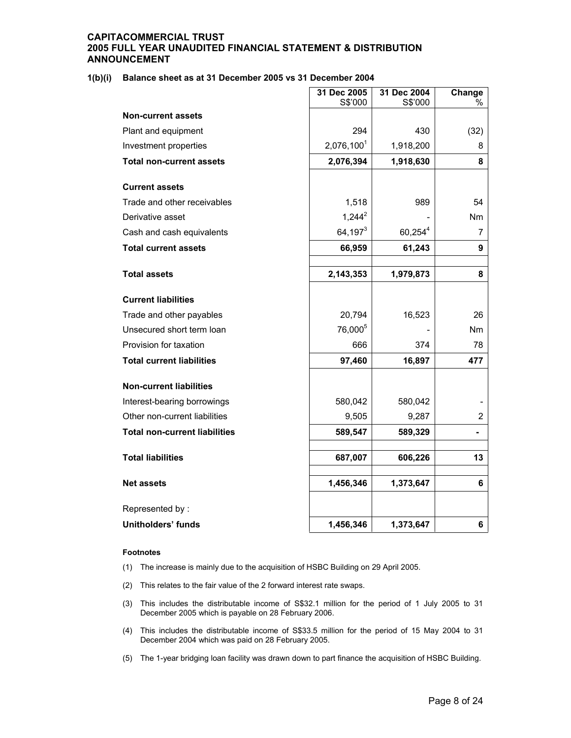**CAPITACOMMERCIAL TRUST**
**2005 FULL YEAR UNAUDITED FINANCIAL STATEMENT & DISTRIBUTION ANNOUNCEMENT**

**1(b)(i) Balance sheet as at 31 December 2005 vs 31 December 2004**

| | 31 Dec 2005 S$'000 | 31 Dec 2004 S$'000 | Change % |
|---|---|---|---|
| **Non-current assets** | | | |
| Plant and equipment | 294 | 430 | (32) |
| Investment properties | 2,076,100[1] | 1,918,200 | 8 |
| **Total non-current assets** | **2,076,394** | **1,918,630** | **8** |
| **Current assets** | | | |
| Trade and other receivables | 1,518 | 989 | 54 |
| Derivative asset | 1,244[2] | - | Nm |
| Cash and cash equivalents | 64,197[3] | 60,254[4] | 7 |
| **Total current assets** | **66,959** | **61,243** | **9** |
| **Total assets** | **2,143,353** | **1,979,873** | **8** |
| **Current liabilities** | | | |
| Trade and other payables | 20,794 | 16,523 | 26 |
| Unsecured short term loan | 76,000[5] | - | Nm |
| Provision for taxation | 666 | 374 | 78 |
| **Total current liabilities** | **97,460** | **16,897** | **477** |
| **Non-current liabilities** | | | |
| Interest-bearing borrowings | 580,042 | 580,042 | - |
| Other non-current liabilities | 9,505 | 9,287 | 2 |
| **Total non-current liabilities** | **589,547** | **589,329** | **-** |
| **Total liabilities** | **687,007** | **606,226** | **13** |
| **Net assets** | **1,456,346** | **1,373,647** | **6** |
| Represented by : | | | |
| **Unitholders' funds** | **1,456,346** | **1,373,647** | **6** |

**Footnotes**

(1) The increase is mainly due to the acquisition of HSBC Building on 29 April 2005.

(2) This relates to the fair value of the 2 forward interest rate swaps.

(3) This includes the distributable income of S$32.1 million for the period of 1 July 2005 to 31 December 2005 which is payable on 28 February 2006.

(4) This includes the distributable income of S$33.5 million for the period of 15 May 2004 to 31 December 2004 which was paid on 28 February 2005.

(5) The 1-year bridging loan facility was drawn down to part finance the acquisition of HSBC Building.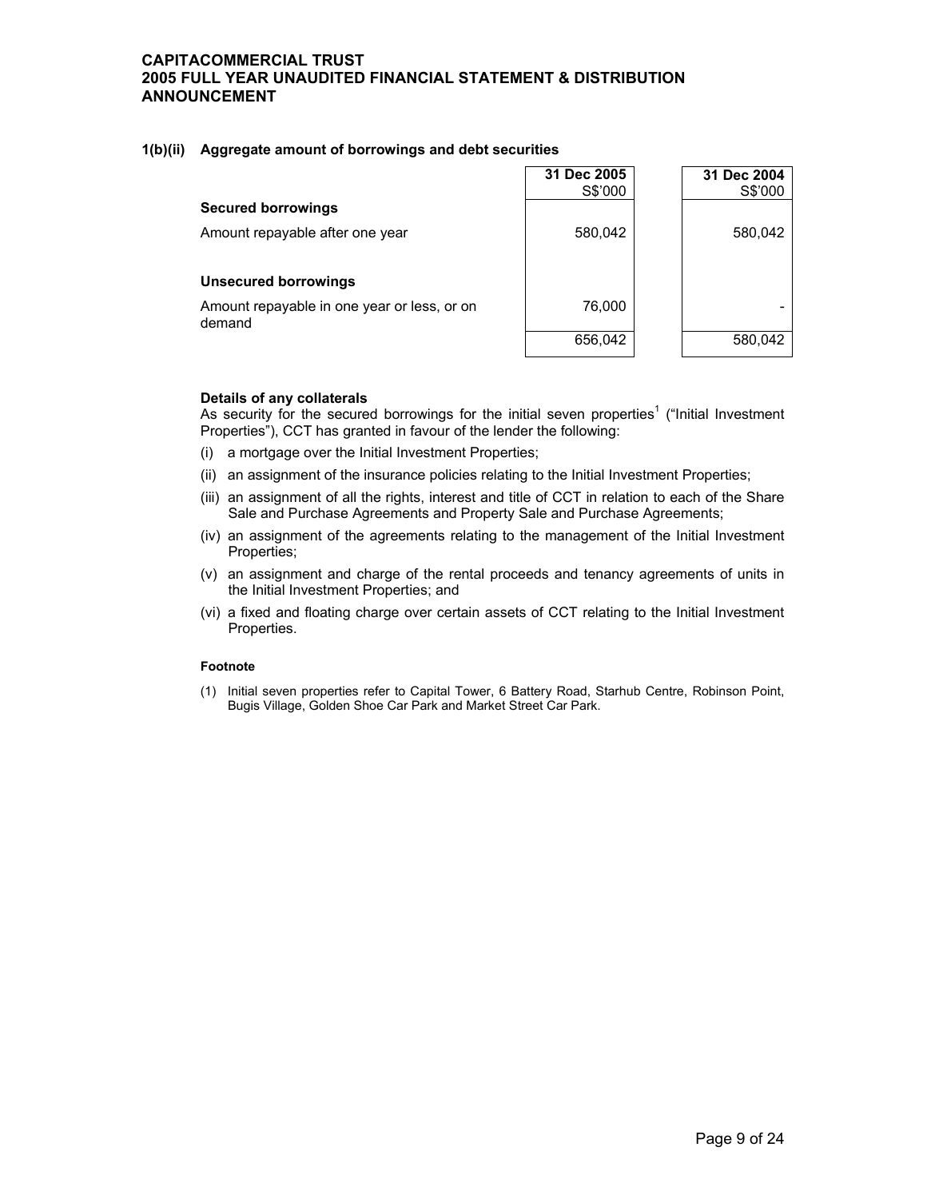#### 1(b)(ii) Aggregate amount of borrowings and debt securities

| | 31 Dec 2005 S$'000 | 31 Dec 2004 S$'000 |
|---|---|---|
| **Secured borrowings** | | |
| Amount repayable after one year | 580,042 | 580,042 |
| **Unsecured borrowings** | | |
| Amount repayable in one year or less, or on demand | 76,000 | - |
| | 656,042 | 580,042 |

**Details of any collaterals**

As security for the secured borrowings for the initial seven properties[1] ("Initial Investment Properties"), CCT has granted in favour of the lender the following:

(i) a mortgage over the Initial Investment Properties;

(ii) an assignment of the insurance policies relating to the Initial Investment Properties;

(iii) an assignment of all the rights, interest and title of CCT in relation to each of the Share Sale and Purchase Agreements and Property Sale and Purchase Agreements;

(iv) an assignment of the agreements relating to the management of the Initial Investment Properties;

(v) an assignment and charge of the rental proceeds and tenancy agreements of units in the Initial Investment Properties; and

(vi) a fixed and floating charge over certain assets of CCT relating to the Initial Investment Properties.

**Footnote**

(1) Initial seven properties refer to Capital Tower, 6 Battery Road, Starhub Centre, Robinson Point, Bugis Village, Golden Shoe Car Park and Market Street Car Park.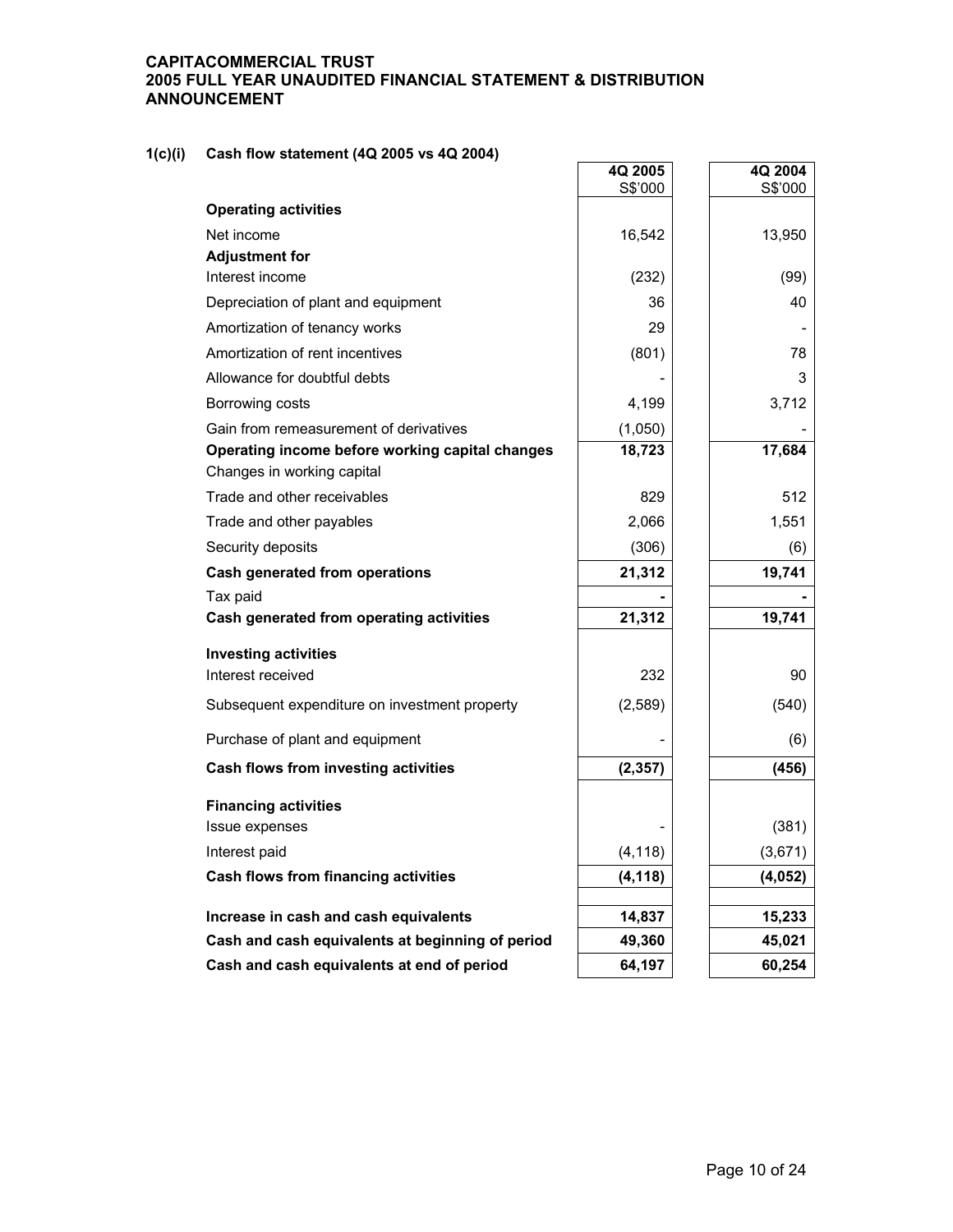**CAPITACOMMERCIAL TRUST**
**2005 FULL YEAR UNAUDITED FINANCIAL STATEMENT & DISTRIBUTION ANNOUNCEMENT**

### 1(c)(i) Cash flow statement (4Q 2005 vs 4Q 2004)

| | 4Q 2005<br>S$'000 | 4Q 2004<br>S$'000 |
|---|---|---|
| **Operating activities** | | |
| Net income | 16,542 | 13,950 |
| **Adjustment for** | | |
| Interest income | (232) | (99) |
| Depreciation of plant and equipment | 36 | 40 |
| Amortization of tenancy works | 29 | - |
| Amortization of rent incentives | (801) | 78 |
| Allowance for doubtful debts | - | 3 |
| Borrowing costs | 4,199 | 3,712 |
| Gain from remeasurement of derivatives | (1,050) | - |
| **Operating income before working capital changes** | **18,723** | **17,684** |
| Changes in working capital | | |
| Trade and other receivables | 829 | 512 |
| Trade and other payables | 2,066 | 1,551 |
| Security deposits | (306) | (6) |
| **Cash generated from operations** | **21,312** | **19,741** |
| Tax paid | **-** | **-** |
| **Cash generated from operating activities** | **21,312** | **19,741** |
| **Investing activities** | | |
| Interest received | 232 | 90 |
| Subsequent expenditure on investment property | (2,589) | (540) |
| Purchase of plant and equipment | - | (6) |
| **Cash flows from investing activities** | **(2,357)** | **(456)** |
| **Financing activities** | | |
| Issue expenses | - | (381) |
| Interest paid | (4,118) | (3,671) |
| **Cash flows from financing activities** | **(4,118)** | **(4,052)** |
| **Increase in cash and cash equivalents** | **14,837** | **15,233** |
| **Cash and cash equivalents at beginning of period** | **49,360** | **45,021** |
| **Cash and cash equivalents at end of period** | **64,197** | **60,254** |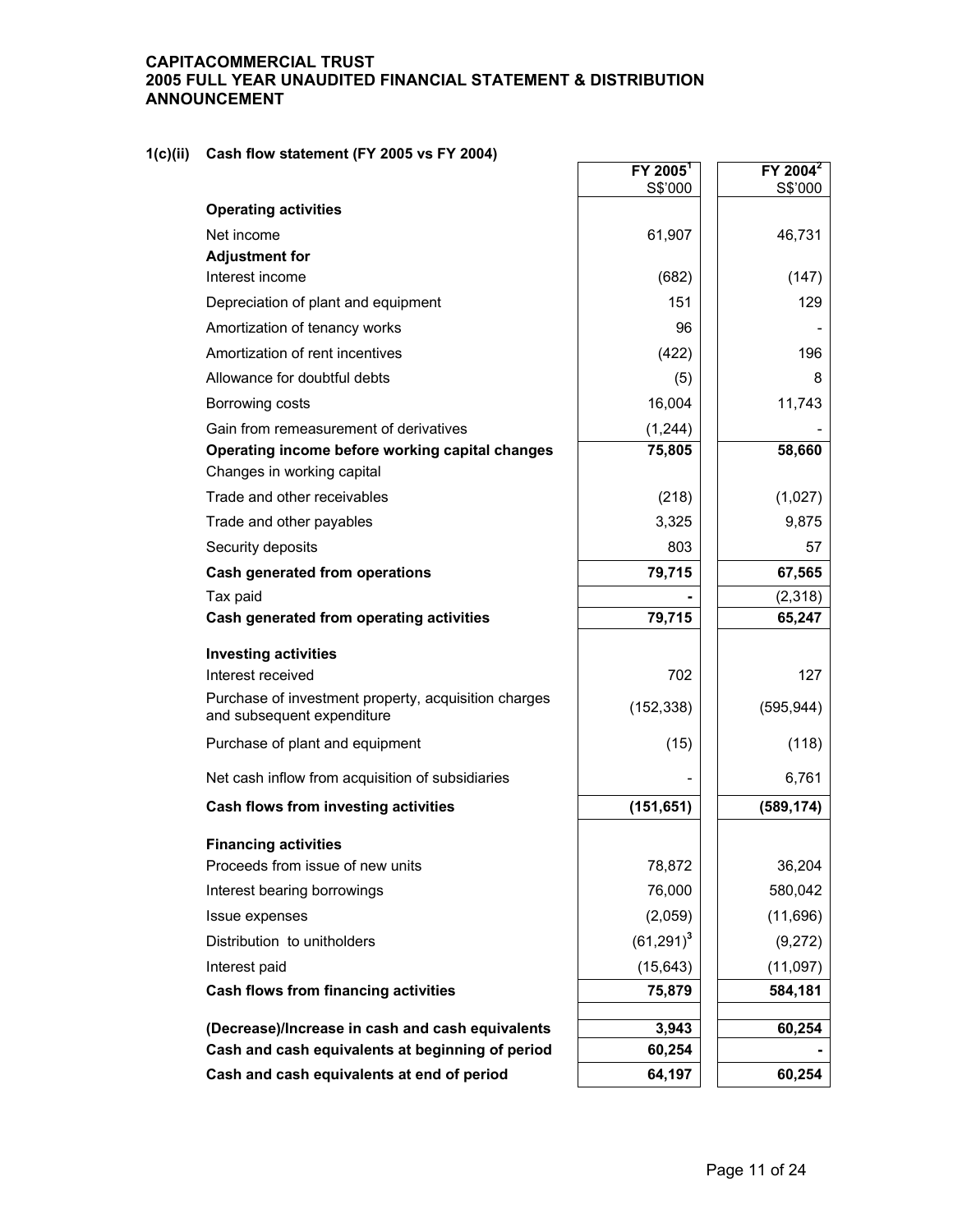## 1(c)(ii) Cash flow statement (FY 2005 vs FY 2004)

| | FY 2005[1] S$'000 | FY 2004[2] S$'000 |
|---|---|---|
| **Operating activities** | | |
| Net income | 61,907 | 46,731 |
| **Adjustment for** | | |
| Interest income | (682) | (147) |
| Depreciation of plant and equipment | 151 | 129 |
| Amortization of tenancy works | 96 | - |
| Amortization of rent incentives | (422) | 196 |
| Allowance for doubtful debts | (5) | 8 |
| Borrowing costs | 16,004 | 11,743 |
| Gain from remeasurement of derivatives | (1,244) | - |
| **Operating income before working capital changes** | **75,805** | **58,660** |
| Changes in working capital | | |
| Trade and other receivables | (218) | (1,027) |
| Trade and other payables | 3,325 | 9,875 |
| Security deposits | 803 | 57 |
| **Cash generated from operations** | **79,715** | **67,565** |
| Tax paid | - | (2,318) |
| **Cash generated from operating activities** | **79,715** | **65,247** |
| **Investing activities** | | |
| Interest received | 702 | 127 |
| Purchase of investment property, acquisition charges and subsequent expenditure | (152,338) | (595,944) |
| Purchase of plant and equipment | (15) | (118) |
| Net cash inflow from acquisition of subsidiaries | - | 6,761 |
| **Cash flows from investing activities** | **(151,651)** | **(589,174)** |
| **Financing activities** | | |
| Proceeds from issue of new units | 78,872 | 36,204 |
| Interest bearing borrowings | 76,000 | 580,042 |
| Issue expenses | (2,059) | (11,696) |
| Distribution to unitholders | (61,291)[3] | (9,272) |
| Interest paid | (15,643) | (11,097) |
| **Cash flows from financing activities** | **75,879** | **584,181** |
| **(Decrease)/Increase in cash and cash equivalents** | **3,943** | **60,254** |
| **Cash and cash equivalents at beginning of period** | **60,254** | **-** |
| **Cash and cash equivalents at end of period** | **64,197** | **60,254** |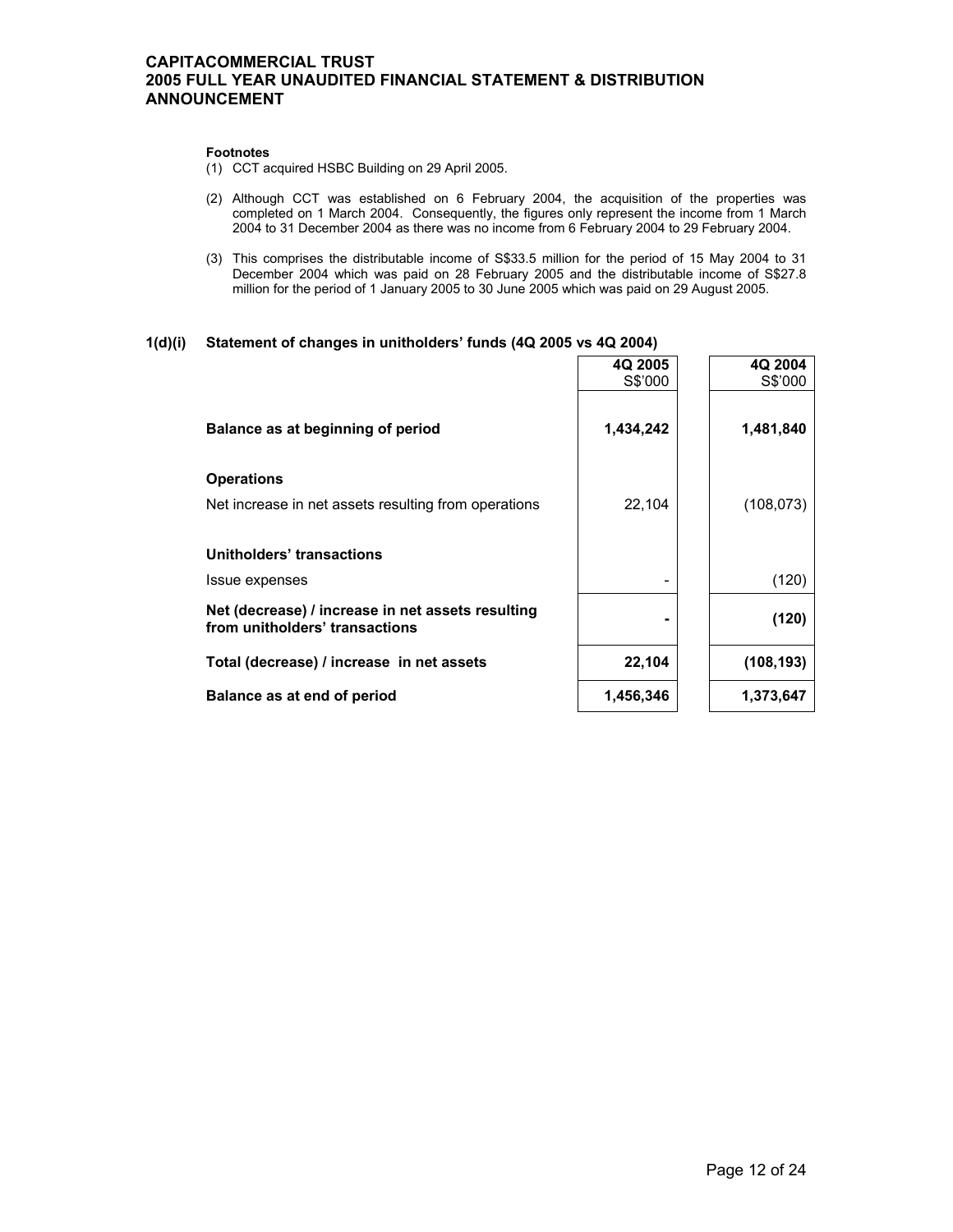**Footnotes**

(1) CCT acquired HSBC Building on 29 April 2005.

(2) Although CCT was established on 6 February 2004, the acquisition of the properties was completed on 1 March 2004. Consequently, the figures only represent the income from 1 March 2004 to 31 December 2004 as there was no income from 6 February 2004 to 29 February 2004.

(3) This comprises the distributable income of S$33.5 million for the period of 15 May 2004 to 31 December 2004 which was paid on 28 February 2005 and the distributable income of S$27.8 million for the period of 1 January 2005 to 30 June 2005 which was paid on 29 August 2005.

## 1(d)(i) Statement of changes in unitholders' funds (4Q 2005 vs 4Q 2004)

| | 4Q 2005 S$'000 | 4Q 2004 S$'000 |
|---|---|---|
| **Balance as at beginning of period** | **1,434,242** | **1,481,840** |
| **Operations** | | |
| Net increase in net assets resulting from operations | 22,104 | (108,073) |
| **Unitholders' transactions** | | |
| Issue expenses | - | (120) |
| **Net (decrease) / increase in net assets resulting from unitholders' transactions** | **-** | **(120)** |
| **Total (decrease) / increase in net assets** | **22,104** | **(108,193)** |
| **Balance as at end of period** | **1,456,346** | **1,373,647** |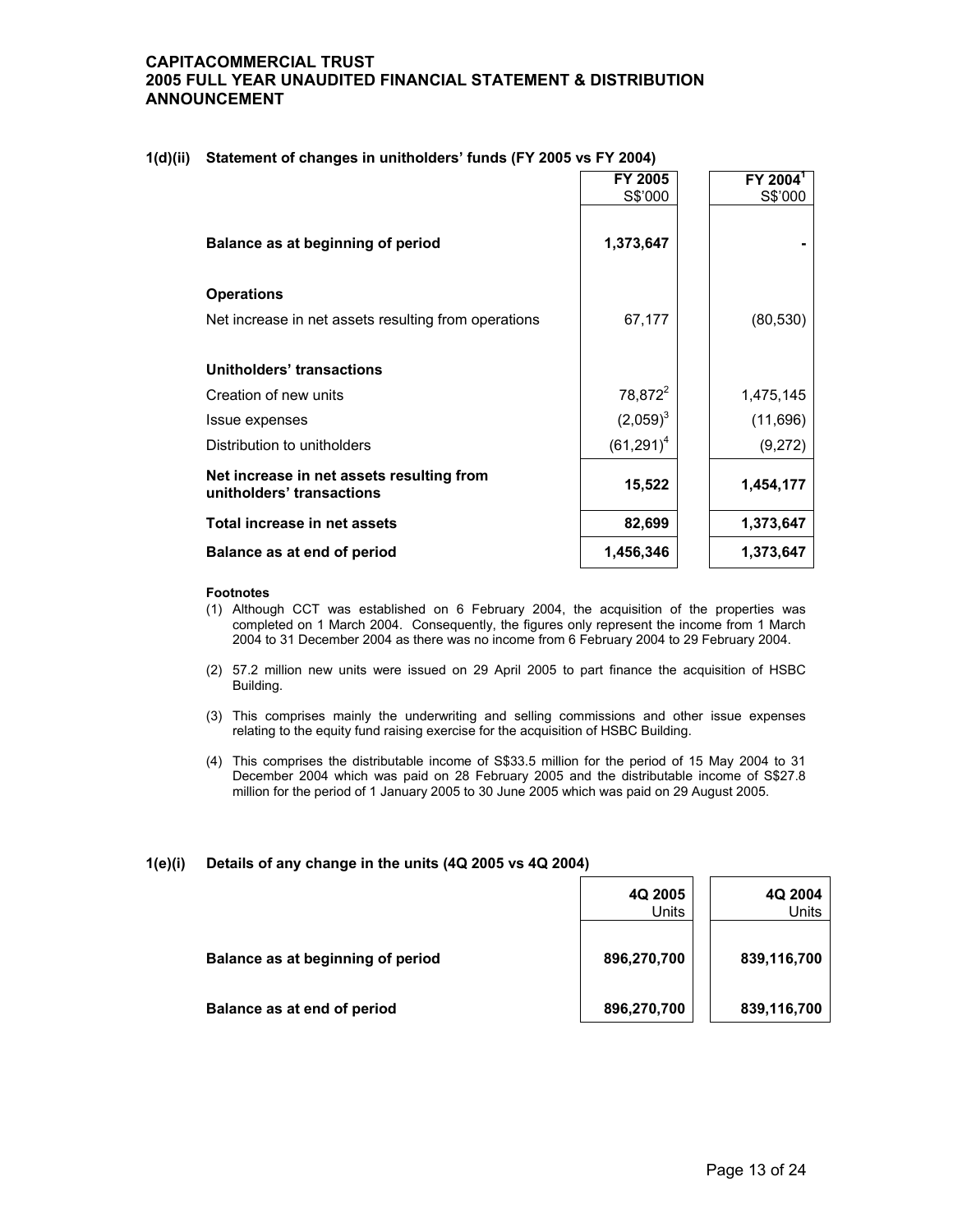**CAPITACOMMERCIAL TRUST**
**2005 FULL YEAR UNAUDITED FINANCIAL STATEMENT & DISTRIBUTION ANNOUNCEMENT**

### 1(d)(ii) Statement of changes in unitholders' funds (FY 2005 vs FY 2004)

| | FY 2005 S$'000 | FY 2004[1] S$'000 |
|---|---|---|
| **Balance as at beginning of period** | **1,373,647** | **-** |
| **Operations** | | |
| Net increase in net assets resulting from operations | 67,177 | (80,530) |
| **Unitholders' transactions** | | |
| Creation of new units | 78,872[2] | 1,475,145 |
| Issue expenses | (2,059)[3] | (11,696) |
| Distribution to unitholders | (61,291)[4] | (9,272) |
| **Net increase in net assets resulting from unitholders' transactions** | **15,522** | **1,454,177** |
| **Total increase in net assets** | **82,699** | **1,373,647** |
| **Balance as at end of period** | **1,456,346** | **1,373,647** |

**Footnotes**

(1) Although CCT was established on 6 February 2004, the acquisition of the properties was completed on 1 March 2004. Consequently, the figures only represent the income from 1 March 2004 to 31 December 2004 as there was no income from 6 February 2004 to 29 February 2004.

(2) 57.2 million new units were issued on 29 April 2005 to part finance the acquisition of HSBC Building.

(3) This comprises mainly the underwriting and selling commissions and other issue expenses relating to the equity fund raising exercise for the acquisition of HSBC Building.

(4) This comprises the distributable income of S$33.5 million for the period of 15 May 2004 to 31 December 2004 which was paid on 28 February 2005 and the distributable income of S$27.8 million for the period of 1 January 2005 to 30 June 2005 which was paid on 29 August 2005.

### 1(e)(i) Details of any change in the units (4Q 2005 vs 4Q 2004)

| | 4Q 2005 Units | 4Q 2004 Units |
|---|---|---|
| **Balance as at beginning of period** | **896,270,700** | **839,116,700** |
| **Balance as at end of period** | **896,270,700** | **839,116,700** |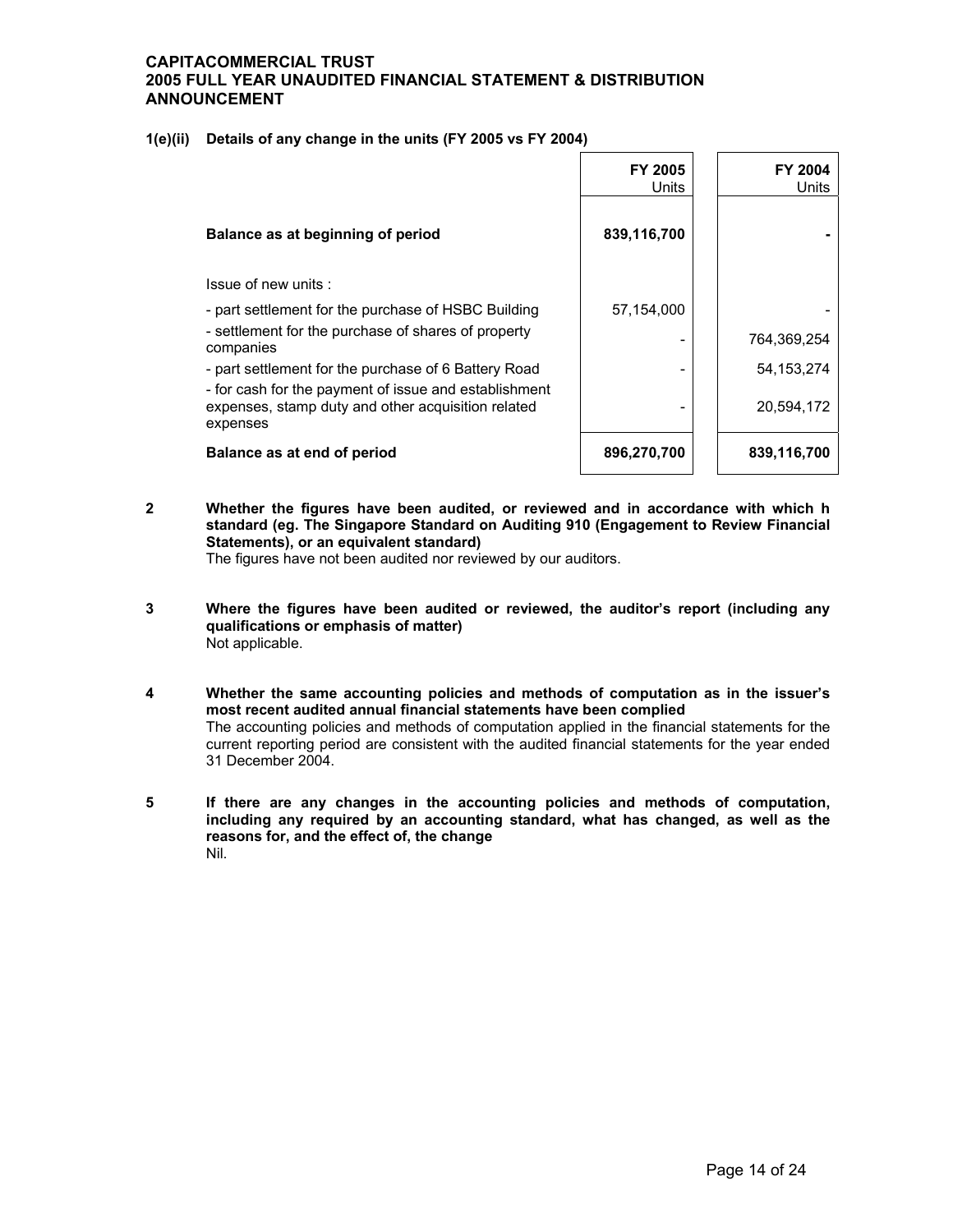**CAPITACOMMERCIAL TRUST**
**2005 FULL YEAR UNAUDITED FINANCIAL STATEMENT & DISTRIBUTION ANNOUNCEMENT**

**1(e)(ii) Details of any change in the units (FY 2005 vs FY 2004)**

| | FY 2005 Units | FY 2004 Units |
|---|---|---|
| **Balance as at beginning of period** | **839,116,700** | **-** |
| Issue of new units : | | |
| - part settlement for the purchase of HSBC Building | 57,154,000 | - |
| - settlement for the purchase of shares of property companies | - | 764,369,254 |
| - part settlement for the purchase of 6 Battery Road | - | 54,153,274 |
| - for cash for the payment of issue and establishment expenses, stamp duty and other acquisition related expenses | - | 20,594,172 |
| **Balance as at end of period** | **896,270,700** | **839,116,700** |

**2 Whether the figures have been audited, or reviewed and in accordance with which h standard (eg. The Singapore Standard on Auditing 910 (Engagement to Review Financial Statements), or an equivalent standard)**

The figures have not been audited nor reviewed by our auditors.

**3 Where the figures have been audited or reviewed, the auditor's report (including any qualifications or emphasis of matter)**

Not applicable.

**4 Whether the same accounting policies and methods of computation as in the issuer's most recent audited annual financial statements have been complied**

The accounting policies and methods of computation applied in the financial statements for the current reporting period are consistent with the audited financial statements for the year ended 31 December 2004.

**5 If there are any changes in the accounting policies and methods of computation, including any required by an accounting standard, what has changed, as well as the reasons for, and the effect of, the change**

Nil.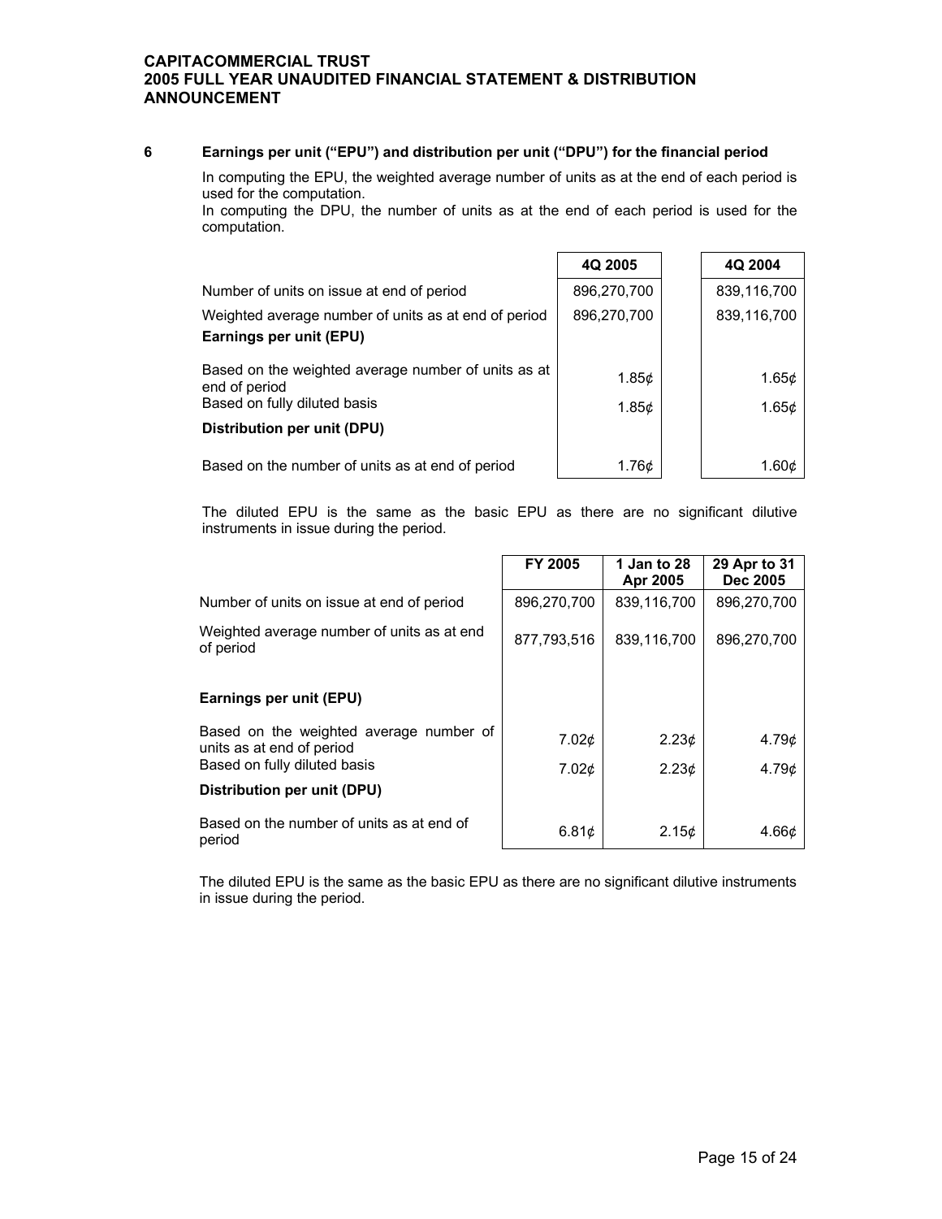## 6 Earnings per unit ("EPU") and distribution per unit ("DPU") for the financial period

In computing the EPU, the weighted average number of units as at the end of each period is used for the computation.
In computing the DPU, the number of units as at the end of each period is used for the computation.

| | 4Q 2005 | 4Q 2004 |
|---|---|---|
| Number of units on issue at end of period | 896,270,700 | 839,116,700 |
| Weighted average number of units as at end of period | 896,270,700 | 839,116,700 |
| **Earnings per unit (EPU)** | | |
| Based on the weighted average number of units as at end of period | 1.85¢ | 1.65¢ |
| Based on fully diluted basis | 1.85¢ | 1.65¢ |
| **Distribution per unit (DPU)** | | |
| Based on the number of units as at end of period | 1.76¢ | 1.60¢ |

The diluted EPU is the same as the basic EPU as there are no significant dilutive instruments in issue during the period.

| | FY 2005 | 1 Jan to 28 Apr 2005 | 29 Apr to 31 Dec 2005 |
|---|---|---|---|
| Number of units on issue at end of period | 896,270,700 | 839,116,700 | 896,270,700 |
| Weighted average number of units as at end of period | 877,793,516 | 839,116,700 | 896,270,700 |
| **Earnings per unit (EPU)** | | | |
| Based on the weighted average number of units as at end of period | 7.02¢ | 2.23¢ | 4.79¢ |
| Based on fully diluted basis | 7.02¢ | 2.23¢ | 4.79¢ |
| **Distribution per unit (DPU)** | | | |
| Based on the number of units as at end of period | 6.81¢ | 2.15¢ | 4.66¢ |

The diluted EPU is the same as the basic EPU as there are no significant dilutive instruments in issue during the period.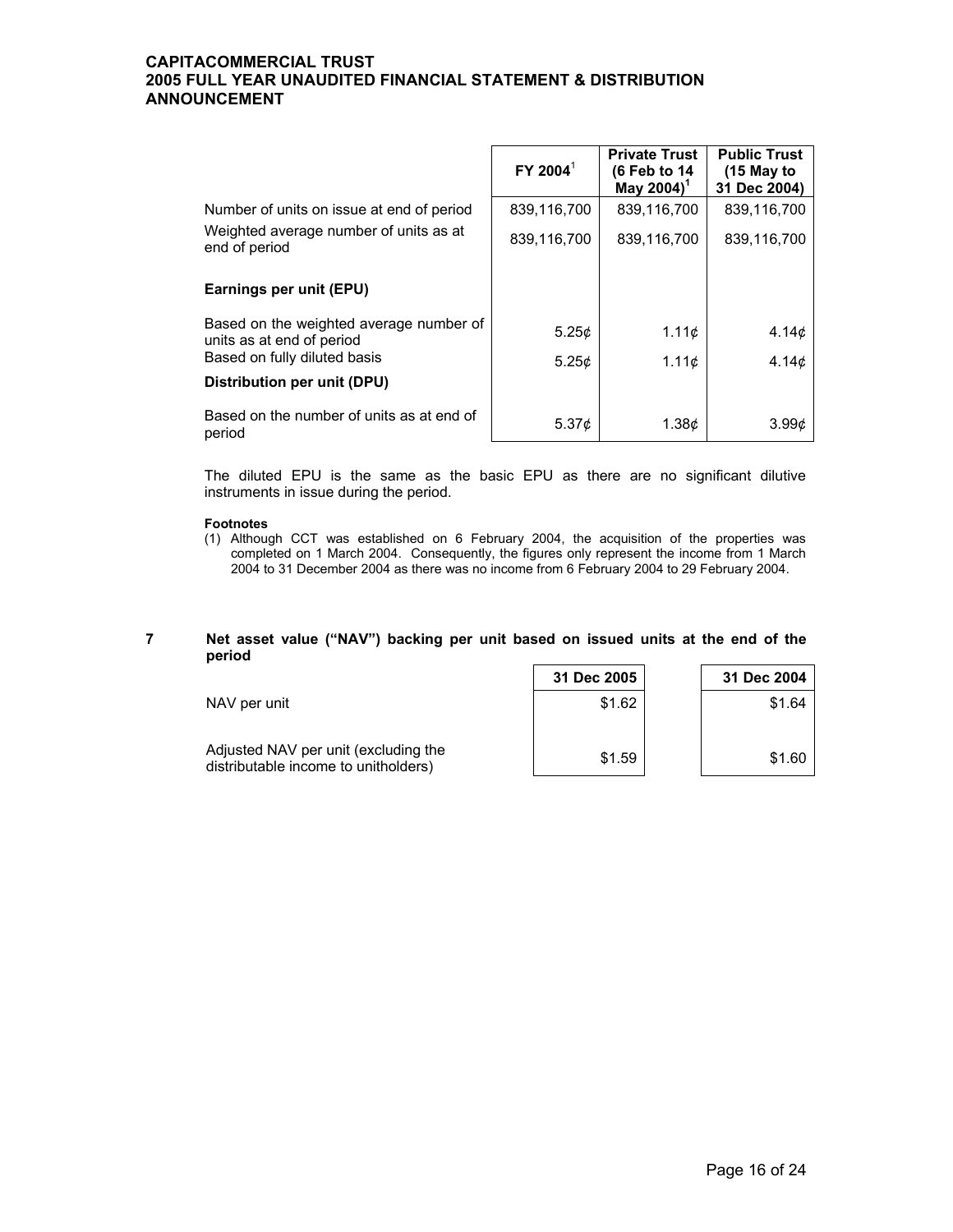| | FY 2004[1] | Private Trust (6 Feb to 14 May 2004)[1] | Public Trust (15 May to 31 Dec 2004) |
|---|---|---|---|
| Number of units on issue at end of period | 839,116,700 | 839,116,700 | 839,116,700 |
| Weighted average number of units as at end of period | 839,116,700 | 839,116,700 | 839,116,700 |
| **Earnings per unit (EPU)** | | | |
| Based on the weighted average number of units as at end of period | 5.25¢ | 1.11¢ | 4.14¢ |
| Based on fully diluted basis | 5.25¢ | 1.11¢ | 4.14¢ |
| **Distribution per unit (DPU)** | | | |
| Based on the number of units as at end of period | 5.37¢ | 1.38¢ | 3.99¢ |

The diluted EPU is the same as the basic EPU as there are no significant dilutive instruments in issue during the period.

**Footnotes**

(1) Although CCT was established on 6 February 2004, the acquisition of the properties was completed on 1 March 2004. Consequently, the figures only represent the income from 1 March 2004 to 31 December 2004 as there was no income from 6 February 2004 to 29 February 2004.

## 7 Net asset value ("NAV") backing per unit based on issued units at the end of the period

| | 31 Dec 2005 | 31 Dec 2004 |
|---|---|---|
| NAV per unit | $1.62 | $1.64 |
| Adjusted NAV per unit (excluding the distributable income to unitholders) | $1.59 | $1.60 |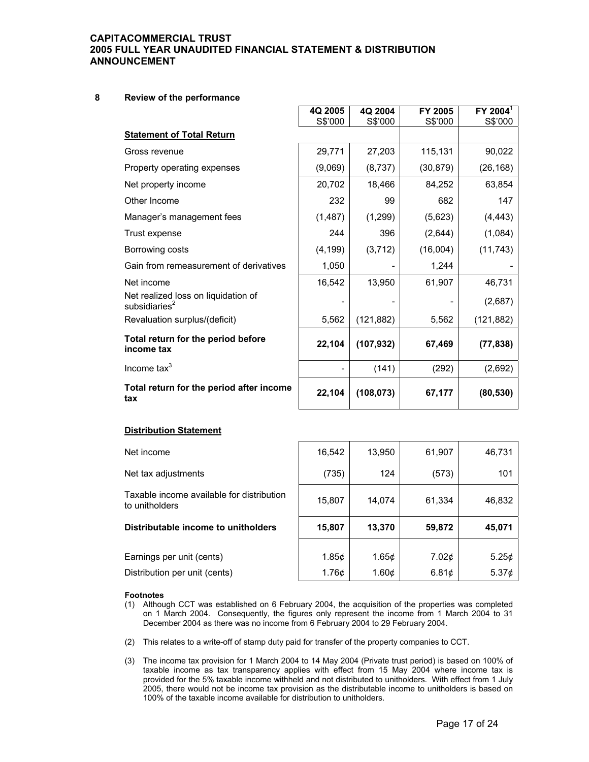**CAPITACOMMERCIAL TRUST**
**2005 FULL YEAR UNAUDITED FINANCIAL STATEMENT & DISTRIBUTION ANNOUNCEMENT**

## 8 Review of the performance

| | 4Q 2005 S$'000 | 4Q 2004 S$'000 | FY 2005 S$'000 | FY 2004[1] S$'000 |
|---|---|---|---|---|
| **Statement of Total Return** | | | | |
| Gross revenue | 29,771 | 27,203 | 115,131 | 90,022 |
| Property operating expenses | (9,069) | (8,737) | (30,879) | (26,168) |
| Net property income | 20,702 | 18,466 | 84,252 | 63,854 |
| Other Income | 232 | 99 | 682 | 147 |
| Manager's management fees | (1,487) | (1,299) | (5,623) | (4,443) |
| Trust expense | 244 | 396 | (2,644) | (1,084) |
| Borrowing costs | (4,199) | (3,712) | (16,004) | (11,743) |
| Gain from remeasurement of derivatives | 1,050 | - | 1,244 | - |
| Net income | 16,542 | 13,950 | 61,907 | 46,731 |
| Net realized loss on liquidation of subsidiaries[2] | - | - | - | (2,687) |
| Revaluation surplus/(deficit) | 5,562 | (121,882) | 5,562 | (121,882) |
| **Total return for the period before income tax** | **22,104** | **(107,932)** | **67,469** | **(77,838)** |
| Income tax[3] | - | (141) | (292) | (2,692) |
| **Total return for the period after income tax** | **22,104** | **(108,073)** | **67,177** | **(80,530)** |

**Distribution Statement**

| | 4Q 2005 S$'000 | 4Q 2004 S$'000 | FY 2005 S$'000 | FY 2004[1] S$'000 |
|---|---|---|---|---|
| Net income | 16,542 | 13,950 | 61,907 | 46,731 |
| Net tax adjustments | (735) | 124 | (573) | 101 |
| Taxable income available for distribution to unitholders | 15,807 | 14,074 | 61,334 | 46,832 |
| **Distributable income to unitholders** | **15,807** | **13,370** | **59,872** | **45,071** |
| Earnings per unit (cents) | 1.85¢ | 1.65¢ | 7.02¢ | 5.25¢ |
| Distribution per unit (cents) | 1.76¢ | 1.60¢ | 6.81¢ | 5.37¢ |

**Footnotes**

(1) Although CCT was established on 6 February 2004, the acquisition of the properties was completed on 1 March 2004. Consequently, the figures only represent the income from 1 March 2004 to 31 December 2004 as there was no income from 6 February 2004 to 29 February 2004.

(2) This relates to a write-off of stamp duty paid for transfer of the property companies to CCT.

(3) The income tax provision for 1 March 2004 to 14 May 2004 (Private trust period) is based on 100% of taxable income as tax transparency applies with effect from 15 May 2004 where income tax is provided for the 5% taxable income withheld and not distributed to unitholders. With effect from 1 July 2005, there would not be income tax provision as the distributable income to unitholders is based on 100% of the taxable income available for distribution to unitholders.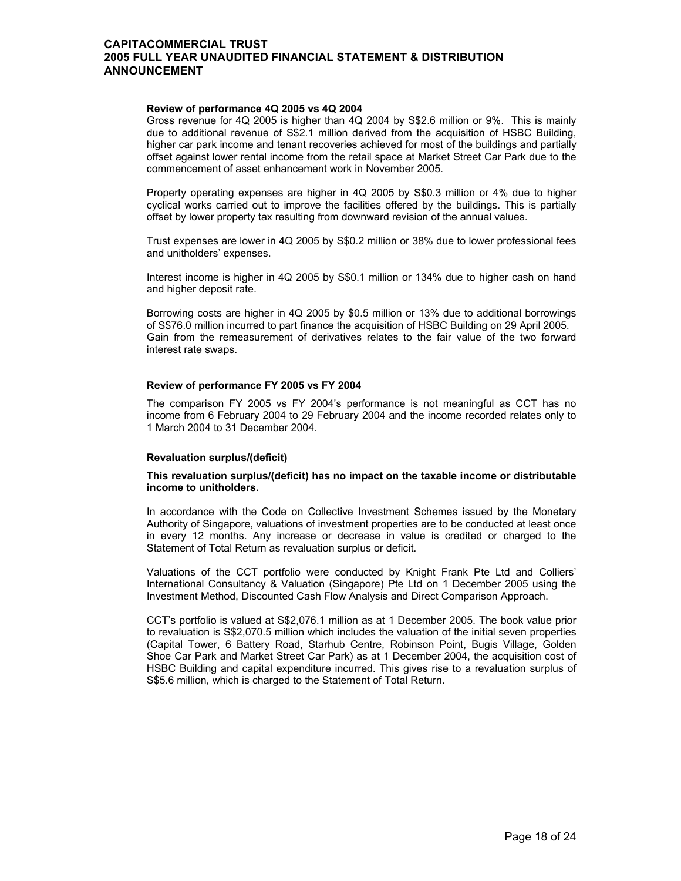#### Review of performance 4Q 2005 vs 4Q 2004

Gross revenue for 4Q 2005 is higher than 4Q 2004 by S$2.6 million or 9%. This is mainly due to additional revenue of S$2.1 million derived from the acquisition of HSBC Building, higher car park income and tenant recoveries achieved for most of the buildings and partially offset against lower rental income from the retail space at Market Street Car Park due to the commencement of asset enhancement work in November 2005.

Property operating expenses are higher in 4Q 2005 by S$0.3 million or 4% due to higher cyclical works carried out to improve the facilities offered by the buildings. This is partially offset by lower property tax resulting from downward revision of the annual values.

Trust expenses are lower in 4Q 2005 by S$0.2 million or 38% due to lower professional fees and unitholders' expenses.

Interest income is higher in 4Q 2005 by S$0.1 million or 134% due to higher cash on hand and higher deposit rate.

Borrowing costs are higher in 4Q 2005 by $0.5 million or 13% due to additional borrowings of S$76.0 million incurred to part finance the acquisition of HSBC Building on 29 April 2005. Gain from the remeasurement of derivatives relates to the fair value of the two forward interest rate swaps.

#### Review of performance FY 2005 vs FY 2004

The comparison FY 2005 vs FY 2004's performance is not meaningful as CCT has no income from 6 February 2004 to 29 February 2004 and the income recorded relates only to 1 March 2004 to 31 December 2004.

#### Revaluation surplus/(deficit)

**This revaluation surplus/(deficit) has no impact on the taxable income or distributable income to unitholders.**

In accordance with the Code on Collective Investment Schemes issued by the Monetary Authority of Singapore, valuations of investment properties are to be conducted at least once in every 12 months. Any increase or decrease in value is credited or charged to the Statement of Total Return as revaluation surplus or deficit.

Valuations of the CCT portfolio were conducted by Knight Frank Pte Ltd and Colliers' International Consultancy & Valuation (Singapore) Pte Ltd on 1 December 2005 using the Investment Method, Discounted Cash Flow Analysis and Direct Comparison Approach.

CCT's portfolio is valued at S$2,076.1 million as at 1 December 2005. The book value prior to revaluation is S$2,070.5 million which includes the valuation of the initial seven properties (Capital Tower, 6 Battery Road, Starhub Centre, Robinson Point, Bugis Village, Golden Shoe Car Park and Market Street Car Park) as at 1 December 2004, the acquisition cost of HSBC Building and capital expenditure incurred. This gives rise to a revaluation surplus of S$5.6 million, which is charged to the Statement of Total Return.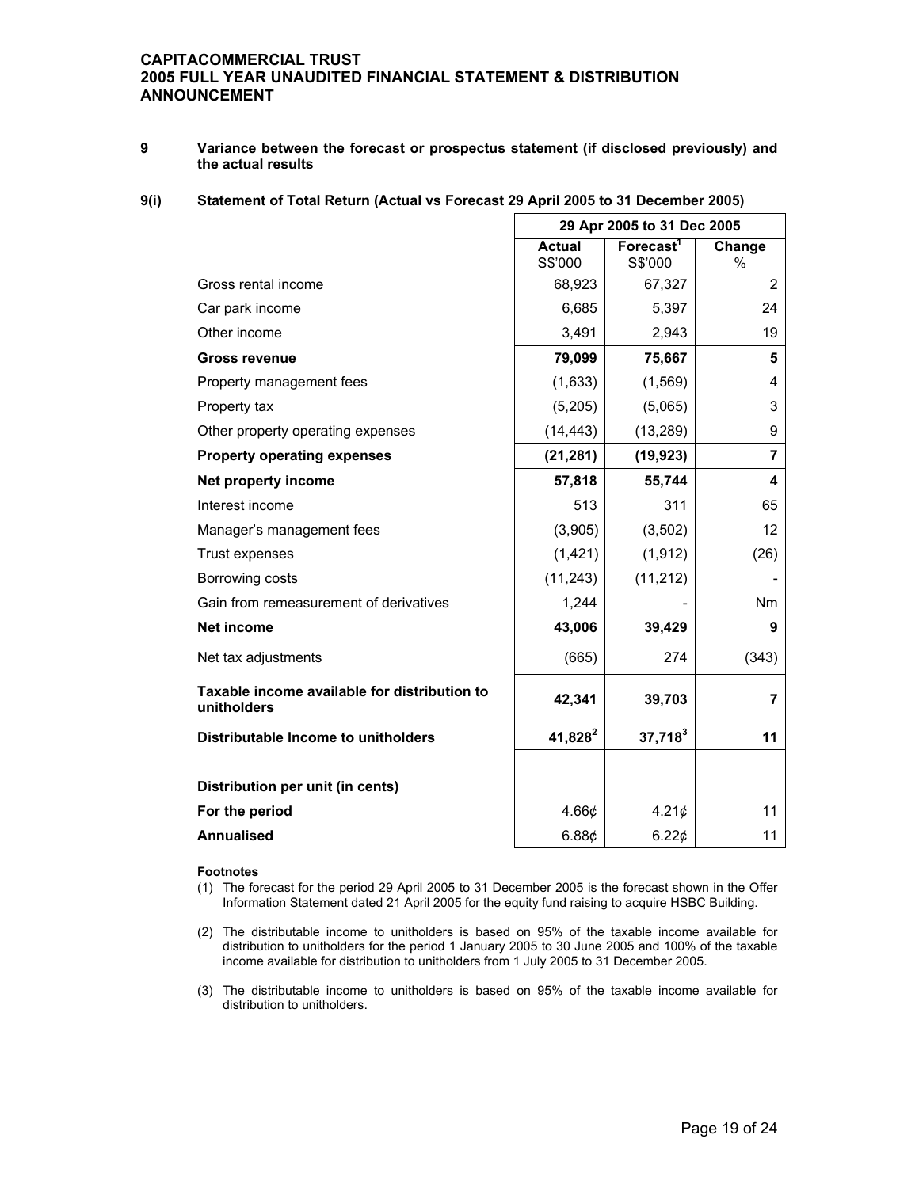**CAPITACOMMERCIAL TRUST**
**2005 FULL YEAR UNAUDITED FINANCIAL STATEMENT & DISTRIBUTION ANNOUNCEMENT**

## 9 Variance between the forecast or prospectus statement (if disclosed previously) and the actual results

### 9(i) Statement of Total Return (Actual vs Forecast 29 April 2005 to 31 December 2005)

| | 29 Apr 2005 to 31 Dec 2005 | | |
|---|---|---|---|
| | **Actual** S$'000 | **Forecast**[1] S$'000 | **Change** % |
| Gross rental income | 68,923 | 67,327 | 2 |
| Car park income | 6,685 | 5,397 | 24 |
| Other income | 3,491 | 2,943 | 19 |
| **Gross revenue** | **79,099** | **75,667** | **5** |
| Property management fees | (1,633) | (1,569) | 4 |
| Property tax | (5,205) | (5,065) | 3 |
| Other property operating expenses | (14,443) | (13,289) | 9 |
| **Property operating expenses** | **(21,281)** | **(19,923)** | **7** |
| **Net property income** | **57,818** | **55,744** | **4** |
| Interest income | 513 | 311 | 65 |
| Manager's management fees | (3,905) | (3,502) | 12 |
| Trust expenses | (1,421) | (1,912) | (26) |
| Borrowing costs | (11,243) | (11,212) | - |
| Gain from remeasurement of derivatives | 1,244 | - | Nm |
| **Net income** | **43,006** | **39,429** | **9** |
| Net tax adjustments | (665) | 274 | (343) |
| **Taxable income available for distribution to unitholders** | **42,341** | **39,703** | **7** |
| **Distributable Income to unitholders** | **41,828**[2] | **37,718**[3] | **11** |
| | | | |
| **Distribution per unit (in cents)** | | | |
| **For the period** | 4.66¢ | 4.21¢ | 11 |
| **Annualised** | 6.88¢ | 6.22¢ | 11 |

**Footnotes**

(1) The forecast for the period 29 April 2005 to 31 December 2005 is the forecast shown in the Offer Information Statement dated 21 April 2005 for the equity fund raising to acquire HSBC Building.

(2) The distributable income to unitholders is based on 95% of the taxable income available for distribution to unitholders for the period 1 January 2005 to 30 June 2005 and 100% of the taxable income available for distribution to unitholders from 1 July 2005 to 31 December 2005.

(3) The distributable income to unitholders is based on 95% of the taxable income available for distribution to unitholders.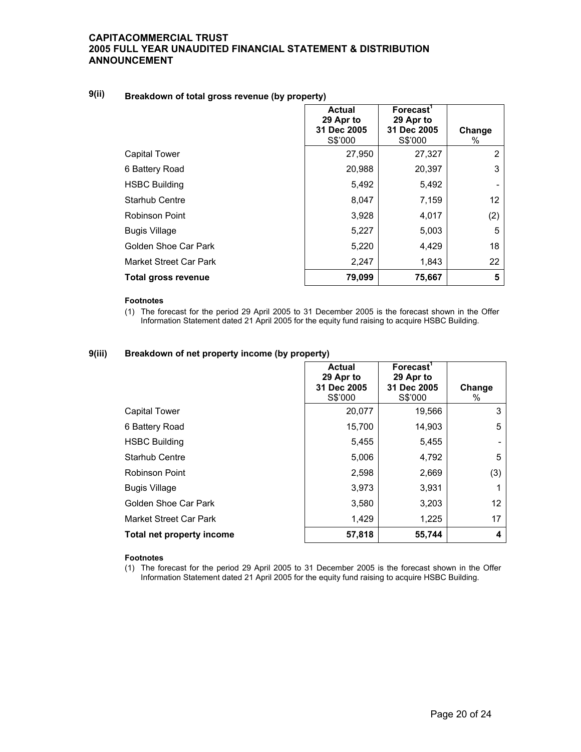## 9(ii) Breakdown of total gross revenue (by property)

| | Actual 29 Apr to 31 Dec 2005 S$'000 | Forecast[1] 29 Apr to 31 Dec 2005 S$'000 | Change % |
|---|---|---|---|
| Capital Tower | 27,950 | 27,327 | 2 |
| 6 Battery Road | 20,988 | 20,397 | 3 |
| HSBC Building | 5,492 | 5,492 | - |
| Starhub Centre | 8,047 | 7,159 | 12 |
| Robinson Point | 3,928 | 4,017 | (2) |
| Bugis Village | 5,227 | 5,003 | 5 |
| Golden Shoe Car Park | 5,220 | 4,429 | 18 |
| Market Street Car Park | 2,247 | 1,843 | 22 |
| **Total gross revenue** | **79,099** | **75,667** | **5** |

**Footnotes**

(1) The forecast for the period 29 April 2005 to 31 December 2005 is the forecast shown in the Offer Information Statement dated 21 April 2005 for the equity fund raising to acquire HSBC Building.

## 9(iii) Breakdown of net property income (by property)

| | Actual 29 Apr to 31 Dec 2005 S$'000 | Forecast[1] 29 Apr to 31 Dec 2005 S$'000 | Change % |
|---|---|---|---|
| Capital Tower | 20,077 | 19,566 | 3 |
| 6 Battery Road | 15,700 | 14,903 | 5 |
| HSBC Building | 5,455 | 5,455 | - |
| Starhub Centre | 5,006 | 4,792 | 5 |
| Robinson Point | 2,598 | 2,669 | (3) |
| Bugis Village | 3,973 | 3,931 | 1 |
| Golden Shoe Car Park | 3,580 | 3,203 | 12 |
| Market Street Car Park | 1,429 | 1,225 | 17 |
| **Total net property income** | **57,818** | **55,744** | **4** |

**Footnotes**

(1) The forecast for the period 29 April 2005 to 31 December 2005 is the forecast shown in the Offer Information Statement dated 21 April 2005 for the equity fund raising to acquire HSBC Building.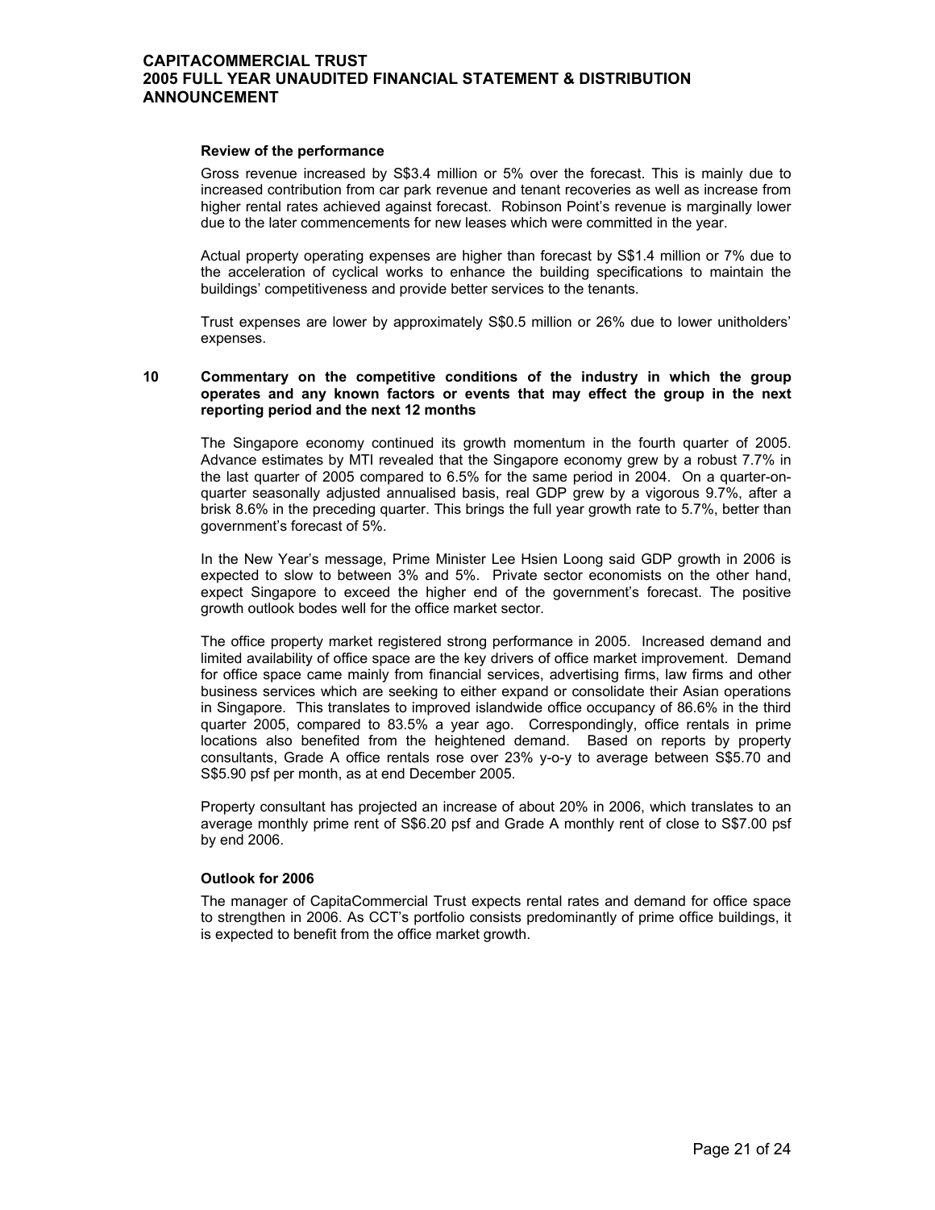### Review of the performance

Gross revenue increased by S$3.4 million or 5% over the forecast. This is mainly due to increased contribution from car park revenue and tenant recoveries as well as increase from higher rental rates achieved against forecast. Robinson Point's revenue is marginally lower due to the later commencements for new leases which were committed in the year.

Actual property operating expenses are higher than forecast by S$1.4 million or 7% due to the acceleration of cyclical works to enhance the building specifications to maintain the buildings' competitiveness and provide better services to the tenants.

Trust expenses are lower by approximately S$0.5 million or 26% due to lower unitholders' expenses.

## 10 Commentary on the competitive conditions of the industry in which the group operates and any known factors or events that may effect the group in the next reporting period and the next 12 months

The Singapore economy continued its growth momentum in the fourth quarter of 2005. Advance estimates by MTI revealed that the Singapore economy grew by a robust 7.7% in the last quarter of 2005 compared to 6.5% for the same period in 2004. On a quarter-on-quarter seasonally adjusted annualised basis, real GDP grew by a vigorous 9.7%, after a brisk 8.6% in the preceding quarter. This brings the full year growth rate to 5.7%, better than government's forecast of 5%.

In the New Year's message, Prime Minister Lee Hsien Loong said GDP growth in 2006 is expected to slow to between 3% and 5%. Private sector economists on the other hand, expect Singapore to exceed the higher end of the government's forecast. The positive growth outlook bodes well for the office market sector.

The office property market registered strong performance in 2005. Increased demand and limited availability of office space are the key drivers of office market improvement. Demand for office space came mainly from financial services, advertising firms, law firms and other business services which are seeking to either expand or consolidate their Asian operations in Singapore. This translates to improved islandwide office occupancy of 86.6% in the third quarter 2005, compared to 83.5% a year ago. Correspondingly, office rentals in prime locations also benefited from the heightened demand. Based on reports by property consultants, Grade A office rentals rose over 23% y-o-y to average between S$5.70 and S$5.90 psf per month, as at end December 2005.

Property consultant has projected an increase of about 20% in 2006, which translates to an average monthly prime rent of S$6.20 psf and Grade A monthly rent of close to S$7.00 psf by end 2006.

### Outlook for 2006

The manager of CapitaCommercial Trust expects rental rates and demand for office space to strengthen in 2006. As CCT's portfolio consists predominantly of prime office buildings, it is expected to benefit from the office market growth.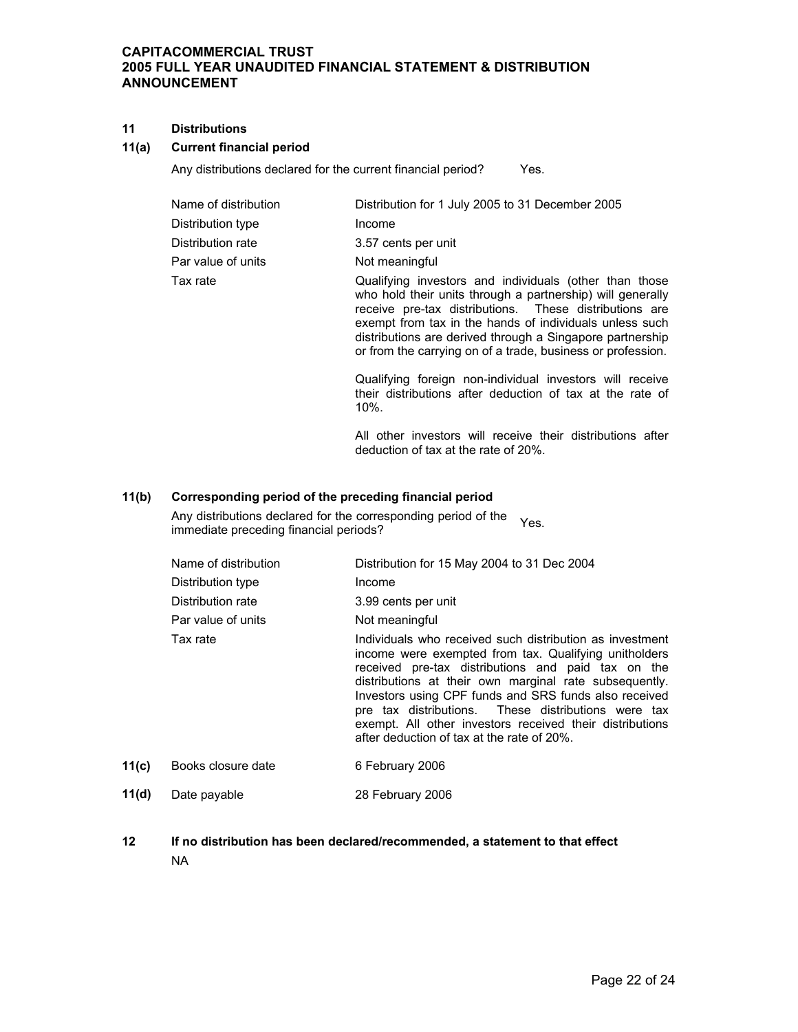## 11 Distributions

### 11(a) Current financial period

Any distributions declared for the current financial period? Yes.

| | |
|---|---|
| Name of distribution | Distribution for 1 July 2005 to 31 December 2005 |
| Distribution type | Income |
| Distribution rate | 3.57 cents per unit |
| Par value of units | Not meaningful |
| Tax rate | Qualifying investors and individuals (other than those who hold their units through a partnership) will generally receive pre-tax distributions. These distributions are exempt from tax in the hands of individuals unless such distributions are derived through a Singapore partnership or from the carrying on of a trade, business or profession.<br><br>Qualifying foreign non-individual investors will receive their distributions after deduction of tax at the rate of 10%.<br><br>All other investors will receive their distributions after deduction of tax at the rate of 20%. |

### 11(b) Corresponding period of the preceding financial period

Any distributions declared for the corresponding period of the immediate preceding financial periods? Yes.

| | |
|---|---|
| Name of distribution | Distribution for 15 May 2004 to 31 Dec 2004 |
| Distribution type | Income |
| Distribution rate | 3.99 cents per unit |
| Par value of units | Not meaningful |
| Tax rate | Individuals who received such distribution as investment income were exempted from tax. Qualifying unitholders received pre-tax distributions and paid tax on the distributions at their own marginal rate subsequently. Investors using CPF funds and SRS funds also received pre tax distributions. These distributions were tax exempt. All other investors received their distributions after deduction of tax at the rate of 20%. |

**11(c)** Books closure date: 6 February 2006

**11(d)** Date payable: 28 February 2006

## 12 If no distribution has been declared/recommended, a statement to that effect

NA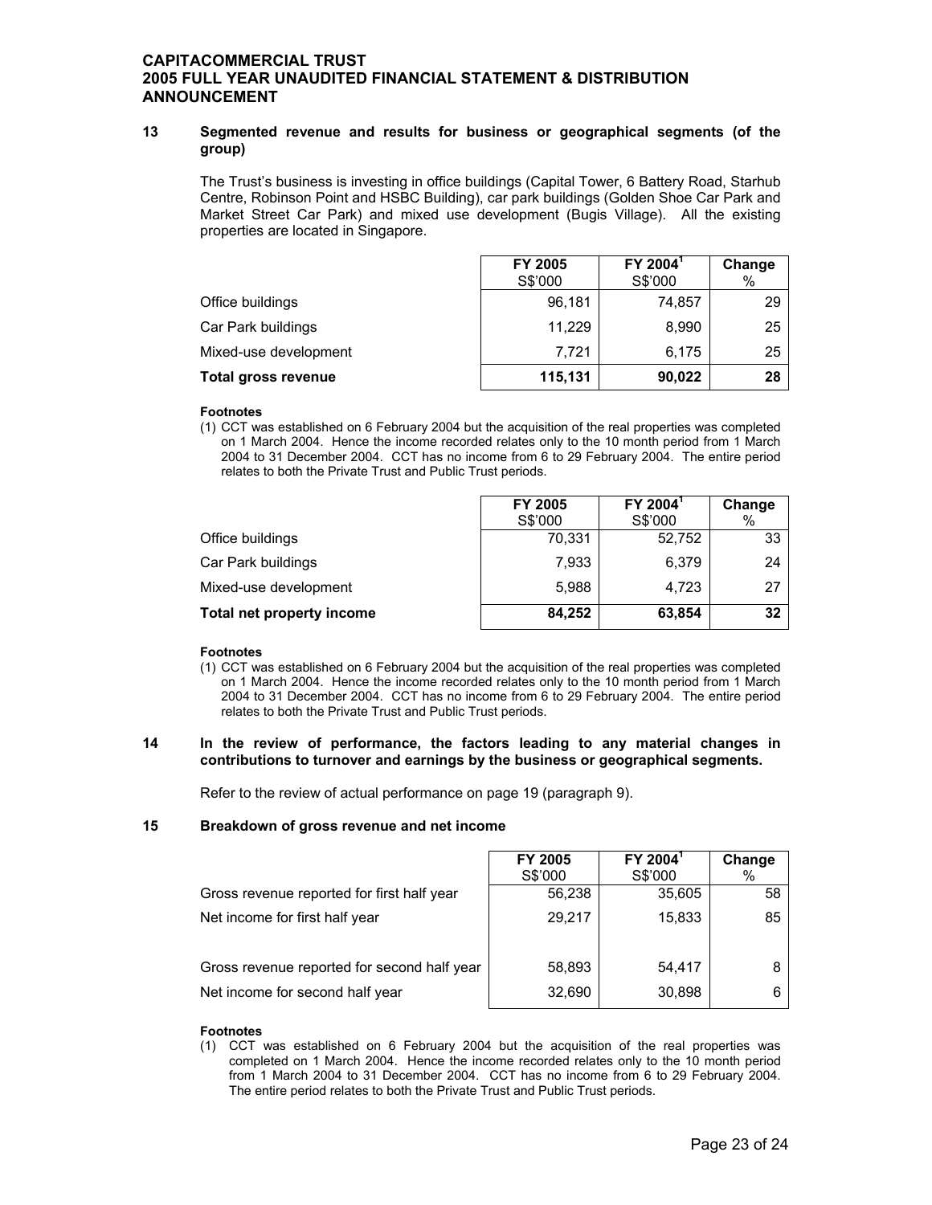## 13 Segmented revenue and results for business or geographical segments (of the group)

The Trust's business is investing in office buildings (Capital Tower, 6 Battery Road, Starhub Centre, Robinson Point and HSBC Building), car park buildings (Golden Shoe Car Park and Market Street Car Park) and mixed use development (Bugis Village). All the existing properties are located in Singapore.

| | FY 2005<br>S$'000 | FY 2004[1]<br>S$'000 | Change<br>% |
|---|---|---|---|
| Office buildings | 96,181 | 74,857 | 29 |
| Car Park buildings | 11,229 | 8,990 | 25 |
| Mixed-use development | 7,721 | 6,175 | 25 |
| **Total gross revenue** | **115,131** | **90,022** | **28** |

**Footnotes**

(1) CCT was established on 6 February 2004 but the acquisition of the real properties was completed on 1 March 2004. Hence the income recorded relates only to the 10 month period from 1 March 2004 to 31 December 2004. CCT has no income from 6 to 29 February 2004. The entire period relates to both the Private Trust and Public Trust periods.

| | FY 2005<br>S$'000 | FY 2004[1]<br>S$'000 | Change<br>% |
|---|---|---|---|
| Office buildings | 70,331 | 52,752 | 33 |
| Car Park buildings | 7,933 | 6,379 | 24 |
| Mixed-use development | 5,988 | 4,723 | 27 |
| **Total net property income** | **84,252** | **63,854** | **32** |

**Footnotes**

(1) CCT was established on 6 February 2004 but the acquisition of the real properties was completed on 1 March 2004. Hence the income recorded relates only to the 10 month period from 1 March 2004 to 31 December 2004. CCT has no income from 6 to 29 February 2004. The entire period relates to both the Private Trust and Public Trust periods.

## 14 In the review of performance, the factors leading to any material changes in contributions to turnover and earnings by the business or geographical segments.

Refer to the review of actual performance on page 19 (paragraph 9).

## 15 Breakdown of gross revenue and net income

| | FY 2005<br>S$'000 | FY 2004[1]<br>S$'000 | Change<br>% |
|---|---|---|---|
| Gross revenue reported for first half year | 56,238 | 35,605 | 58 |
| Net income for first half year | 29,217 | 15,833 | 85 |
| | | | |
| Gross revenue reported for second half year | 58,893 | 54,417 | 8 |
| Net income for second half year | 32,690 | 30,898 | 6 |

**Footnotes**

(1) CCT was established on 6 February 2004 but the acquisition of the real properties was completed on 1 March 2004. Hence the income recorded relates only to the 10 month period from 1 March 2004 to 31 December 2004. CCT has no income from 6 to 29 February 2004. The entire period relates to both the Private Trust and Public Trust periods.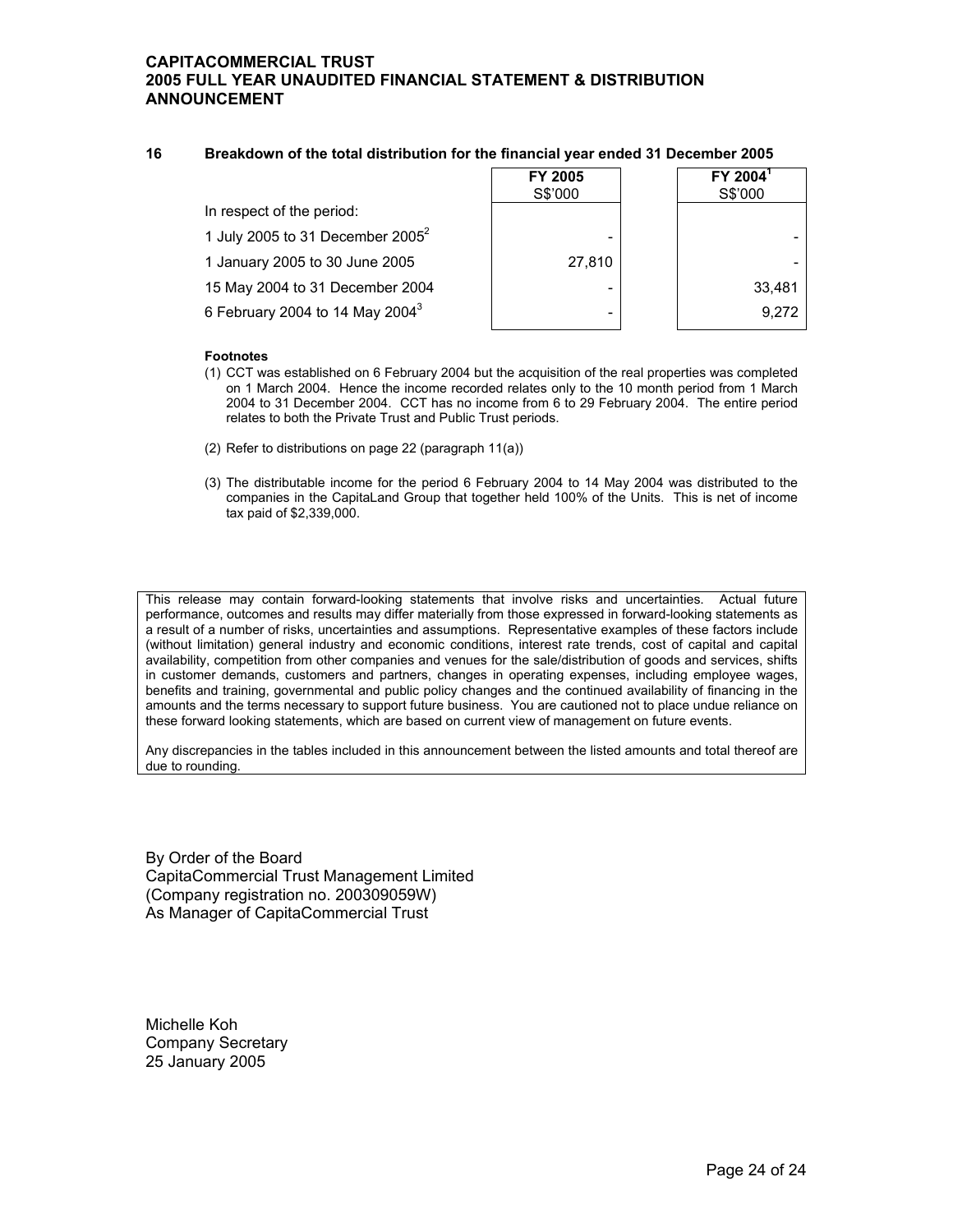## 16 Breakdown of the total distribution for the financial year ended 31 December 2005

| | FY 2005 S$'000 | FY 2004[1] S$'000 |
|---|---|---|
| In respect of the period: | | |
| 1 July 2005 to 31 December 2005[2] | - | - |
| 1 January 2005 to 30 June 2005 | 27,810 | - |
| 15 May 2004 to 31 December 2004 | - | 33,481 |
| 6 February 2004 to 14 May 2004[3] | - | 9,272 |

**Footnotes**

(1) CCT was established on 6 February 2004 but the acquisition of the real properties was completed on 1 March 2004. Hence the income recorded relates only to the 10 month period from 1 March 2004 to 31 December 2004. CCT has no income from 6 to 29 February 2004. The entire period relates to both the Private Trust and Public Trust periods.

(2) Refer to distributions on page 22 (paragraph 11(a))

(3) The distributable income for the period 6 February 2004 to 14 May 2004 was distributed to the companies in the CapitaLand Group that together held 100% of the Units. This is net of income tax paid of $2,339,000.

This release may contain forward-looking statements that involve risks and uncertainties. Actual future performance, outcomes and results may differ materially from those expressed in forward-looking statements as a result of a number of risks, uncertainties and assumptions. Representative examples of these factors include (without limitation) general industry and economic conditions, interest rate trends, cost of capital and capital availability, competition from other companies and venues for the sale/distribution of goods and services, shifts in customer demands, customers and partners, changes in operating expenses, including employee wages, benefits and training, governmental and public policy changes and the continued availability of financing in the amounts and the terms necessary to support future business. You are cautioned not to place undue reliance on these forward looking statements, which are based on current view of management on future events.

Any discrepancies in the tables included in this announcement between the listed amounts and total thereof are due to rounding.

By Order of the Board
CapitaCommercial Trust Management Limited
(Company registration no. 200309059W)
As Manager of CapitaCommercial Trust

Michelle Koh
Company Secretary
25 January 2005